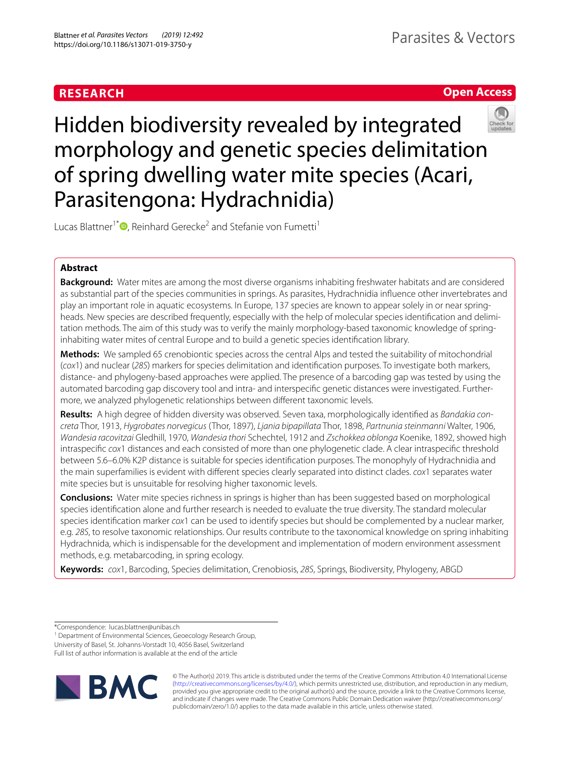RESEARCH

Open Access

# Hidden biodiversity revealed by integrated morphology and genetic species delimitation of spring dwelling water mite species (Acari, Parasitengona: Hydrachnidia)

Lucas Blattner[1*], Reinhard Gerecke[2] and Stefanie von Fumetti[1]

## Abstract

**Background:** Water mites are among the most diverse organisms inhabiting freshwater habitats and are considered as substantial part of the species communities in springs. As parasites, Hydrachnidia influence other invertebrates and play an important role in aquatic ecosystems. In Europe, 137 species are known to appear solely in or near spring-heads. New species are described frequently, especially with the help of molecular species identification and delimitation methods. The aim of this study was to verify the mainly morphology-based taxonomic knowledge of spring-inhabiting water mites of central Europe and to build a genetic species identification library.

**Methods:** We sampled 65 crenobiontic species across the central Alps and tested the suitability of mitochondrial (*cox*1) and nuclear (*28S*) markers for species delimitation and identification purposes. To investigate both markers, distance- and phylogeny-based approaches were applied. The presence of a barcoding gap was tested by using the automated barcoding gap discovery tool and intra- and interspecific genetic distances were investigated. Furthermore, we analyzed phylogenetic relationships between different taxonomic levels.

**Results:** A high degree of hidden diversity was observed. Seven taxa, morphologically identified as *Bandakia concreta* Thor, 1913, *Hygrobates norvegicus* (Thor, 1897), *Ljania bipapillata* Thor, 1898, *Partnunia steinmanni* Walter, 1906, *Wandesia racovitzai* Gledhill, 1970, *Wandesia thori* Schechtel, 1912 and *Zschokkea oblonga* Koenike, 1892, showed high intraspecific *cox*1 distances and each consisted of more than one phylogenetic clade. A clear intraspecific threshold between 5.6–6.0% K2P distance is suitable for species identification purposes. The monophyly of Hydrachnidia and the main superfamilies is evident with different species clearly separated into distinct clades. *cox*1 separates water mite species but is unsuitable for resolving higher taxonomic levels.

**Conclusions:** Water mite species richness in springs is higher than has been suggested based on morphological species identification alone and further research is needed to evaluate the true diversity. The standard molecular species identification marker *cox*1 can be used to identify species but should be complemented by a nuclear marker, e.g. *28S*, to resolve taxonomic relationships. Our results contribute to the taxonomical knowledge on spring inhabiting Hydrachnida, which is indispensable for the development and implementation of modern environment assessment methods, e.g. metabarcoding, in spring ecology.

**Keywords:** *cox*1, Barcoding, Species delimitation, Crenobiosis, *28S*, Springs, Biodiversity, Phylogeny, ABGD

*Correspondence: lucas.blattner@unibas.ch
[1] Department of Environmental Sciences, Geoecology Research Group, University of Basel, St. Johanns-Vorstadt 10, 4056 Basel, Switzerland
Full list of author information is available at the end of the article

© The Author(s) 2019. This article is distributed under the terms of the Creative Commons Attribution 4.0 International License (http://creativecommons.org/licenses/by/4.0/), which permits unrestricted use, distribution, and reproduction in any medium, provided you give appropriate credit to the original author(s) and the source, provide a link to the Creative Commons license, and indicate if changes were made. The Creative Commons Public Domain Dedication waiver (http://creativecommons.org/publicdomain/zero/1.0/) applies to the data made available in this article, unless otherwise stated.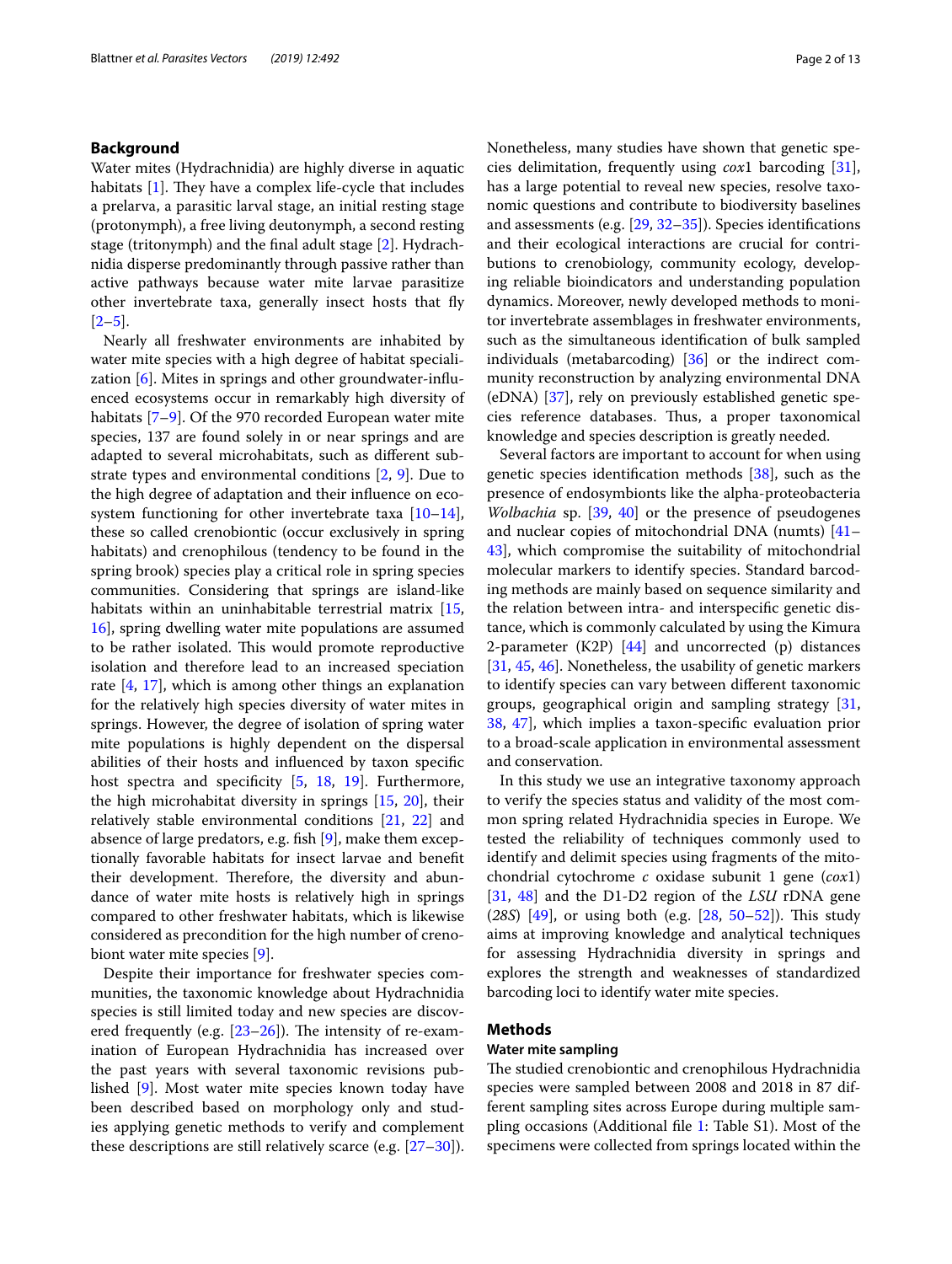## Background

Water mites (Hydrachnidia) are highly diverse in aquatic habitats [1]. They have a complex life-cycle that includes a prelarva, a parasitic larval stage, an initial resting stage (protonymph), a free living deutonymph, a second resting stage (tritonymph) and the final adult stage [2]. Hydrachnidia disperse predominantly through passive rather than active pathways because water mite larvae parasitize other invertebrate taxa, generally insect hosts that fly [2–5].

Nearly all freshwater environments are inhabited by water mite species with a high degree of habitat specialization [6]. Mites in springs and other groundwater-influenced ecosystems occur in remarkably high diversity of habitats [7–9]. Of the 970 recorded European water mite species, 137 are found solely in or near springs and are adapted to several microhabitats, such as different substrate types and environmental conditions [2, 9]. Due to the high degree of adaptation and their influence on ecosystem functioning for other invertebrate taxa [10–14], these so called crenobiontic (occur exclusively in spring habitats) and crenophilous (tendency to be found in the spring brook) species play a critical role in spring species communities. Considering that springs are island-like habitats within an uninhabitable terrestrial matrix [15, 16], spring dwelling water mite populations are assumed to be rather isolated. This would promote reproductive isolation and therefore lead to an increased speciation rate [4, 17], which is among other things an explanation for the relatively high species diversity of water mites in springs. However, the degree of isolation of spring water mite populations is highly dependent on the dispersal abilities of their hosts and influenced by taxon specific host spectra and specificity [5, 18, 19]. Furthermore, the high microhabitat diversity in springs [15, 20], their relatively stable environmental conditions [21, 22] and absence of large predators, e.g. fish [9], make them exceptionally favorable habitats for insect larvae and benefit their development. Therefore, the diversity and abundance of water mite hosts is relatively high in springs compared to other freshwater habitats, which is likewise considered as precondition for the high number of crenobiont water mite species [9].

Despite their importance for freshwater species communities, the taxonomic knowledge about Hydrachnidia species is still limited today and new species are discovered frequently (e.g. [23–26]). The intensity of re-examination of European Hydrachnidia has increased over the past years with several taxonomic revisions published [9]. Most water mite species known today have been described based on morphology only and studies applying genetic methods to verify and complement these descriptions are still relatively scarce (e.g. [27–30]). Nonetheless, many studies have shown that genetic species delimitation, frequently using *cox*1 barcoding [31], has a large potential to reveal new species, resolve taxonomic questions and contribute to biodiversity baselines and assessments (e.g. [29, 32–35]). Species identifications and their ecological interactions are crucial for contributions to crenobiology, community ecology, developing reliable bioindicators and understanding population dynamics. Moreover, newly developed methods to monitor invertebrate assemblages in freshwater environments, such as the simultaneous identification of bulk sampled individuals (metabarcoding) [36] or the indirect community reconstruction by analyzing environmental DNA (eDNA) [37], rely on previously established genetic species reference databases. Thus, a proper taxonomical knowledge and species description is greatly needed.

Several factors are important to account for when using genetic species identification methods [38], such as the presence of endosymbionts like the alpha-proteobacteria *Wolbachia* sp. [39, 40] or the presence of pseudogenes and nuclear copies of mitochondrial DNA (numts) [41–43], which compromise the suitability of mitochondrial molecular markers to identify species. Standard barcoding methods are mainly based on sequence similarity and the relation between intra- and interspecific genetic distance, which is commonly calculated by using the Kimura 2-parameter (K2P) [44] and uncorrected (p) distances [31, 45, 46]. Nonetheless, the usability of genetic markers to identify species can vary between different taxonomic groups, geographical origin and sampling strategy [31, 38, 47], which implies a taxon-specific evaluation prior to a broad-scale application in environmental assessment and conservation.

In this study we use an integrative taxonomy approach to verify the species status and validity of the most common spring related Hydrachnidia species in Europe. We tested the reliability of techniques commonly used to identify and delimit species using fragments of the mitochondrial cytochrome *c* oxidase subunit 1 gene (*cox*1) [31, 48] and the D1-D2 region of the *LSU* rDNA gene (*28S*) [49], or using both (e.g. [28, 50–52]). This study aims at improving knowledge and analytical techniques for assessing Hydrachnidia diversity in springs and explores the strength and weaknesses of standardized barcoding loci to identify water mite species.

## Methods

### Water mite sampling

The studied crenobiontic and crenophilous Hydrachnidia species were sampled between 2008 and 2018 in 87 different sampling sites across Europe during multiple sampling occasions (Additional file 1: Table S1). Most of the specimens were collected from springs located within the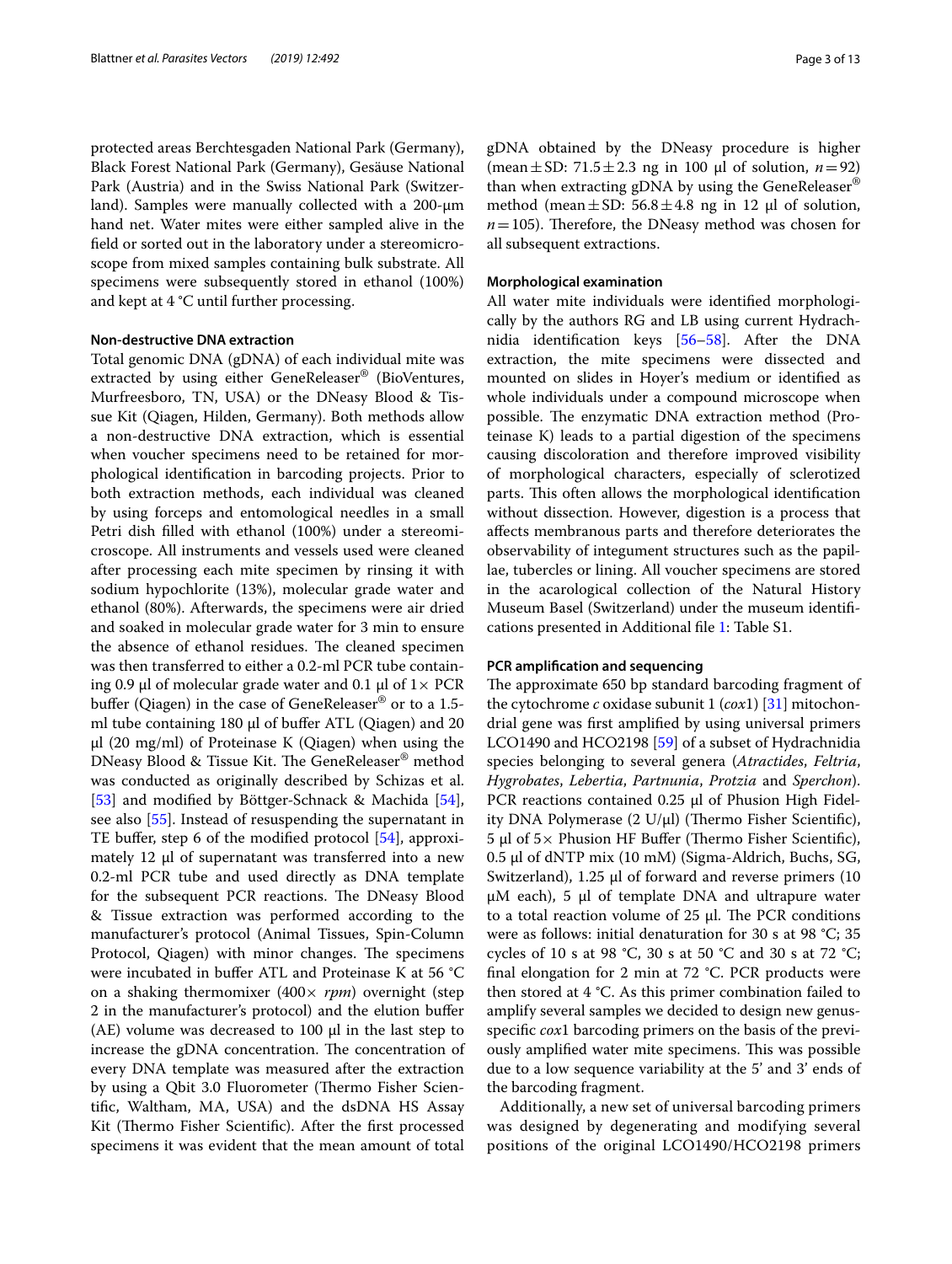protected areas Berchtesgaden National Park (Germany), Black Forest National Park (Germany), Gesäuse National Park (Austria) and in the Swiss National Park (Switzerland). Samples were manually collected with a 200-µm hand net. Water mites were either sampled alive in the field or sorted out in the laboratory under a stereomicroscope from mixed samples containing bulk substrate. All specimens were subsequently stored in ethanol (100%) and kept at 4 °C until further processing.

#### Non-destructive DNA extraction

Total genomic DNA (gDNA) of each individual mite was extracted by using either GeneReleaser® (BioVentures, Murfreesboro, TN, USA) or the DNeasy Blood & Tissue Kit (Qiagen, Hilden, Germany). Both methods allow a non-destructive DNA extraction, which is essential when voucher specimens need to be retained for morphological identification in barcoding projects. Prior to both extraction methods, each individual was cleaned by using forceps and entomological needles in a small Petri dish filled with ethanol (100%) under a stereomicroscope. All instruments and vessels used were cleaned after processing each mite specimen by rinsing it with sodium hypochlorite (13%), molecular grade water and ethanol (80%). Afterwards, the specimens were air dried and soaked in molecular grade water for 3 min to ensure the absence of ethanol residues. The cleaned specimen was then transferred to either a 0.2-ml PCR tube containing 0.9 µl of molecular grade water and 0.1 µl of 1× PCR buffer (Qiagen) in the case of GeneReleaser® or to a 1.5-ml tube containing 180 µl of buffer ATL (Qiagen) and 20 µl (20 mg/ml) of Proteinase K (Qiagen) when using the DNeasy Blood & Tissue Kit. The GeneReleaser® method was conducted as originally described by Schizas et al. [53] and modified by Böttger-Schnack & Machida [54], see also [55]. Instead of resuspending the supernatant in TE buffer, step 6 of the modified protocol [54], approximately 12 µl of supernatant was transferred into a new 0.2-ml PCR tube and used directly as DNA template for the subsequent PCR reactions. The DNeasy Blood & Tissue extraction was performed according to the manufacturer's protocol (Animal Tissues, Spin-Column Protocol, Qiagen) with minor changes. The specimens were incubated in buffer ATL and Proteinase K at 56 °C on a shaking thermomixer (400× *rpm*) overnight (step 2 in the manufacturer's protocol) and the elution buffer (AE) volume was decreased to 100 µl in the last step to increase the gDNA concentration. The concentration of every DNA template was measured after the extraction by using a Qbit 3.0 Fluorometer (Thermo Fisher Scientific, Waltham, MA, USA) and the dsDNA HS Assay Kit (Thermo Fisher Scientific). After the first processed specimens it was evident that the mean amount of total gDNA obtained by the DNeasy procedure is higher (mean ± SD: 71.5 ± 2.3 ng in 100 µl of solution, $n = 92$) than when extracting gDNA by using the GeneReleaser® method (mean ± SD: 56.8 ± 4.8 ng in 12 µl of solution, $n = 105$). Therefore, the DNeasy method was chosen for all subsequent extractions.

#### Morphological examination

All water mite individuals were identified morphologically by the authors RG and LB using current Hydrachnidia identification keys [56–58]. After the DNA extraction, the mite specimens were dissected and mounted on slides in Hoyer's medium or identified as whole individuals under a compound microscope when possible. The enzymatic DNA extraction method (Proteinase K) leads to a partial digestion of the specimens causing discoloration and therefore improved visibility of morphological characters, especially of sclerotized parts. This often allows the morphological identification without dissection. However, digestion is a process that affects membranous parts and therefore deteriorates the observability of integument structures such as the papillae, tubercles or lining. All voucher specimens are stored in the acarological collection of the Natural History Museum Basel (Switzerland) under the museum identifications presented in Additional file 1: Table S1.

#### PCR amplification and sequencing

The approximate 650 bp standard barcoding fragment of the cytochrome *c* oxidase subunit 1 (*cox*1) [31] mitochondrial gene was first amplified by using universal primers LCO1490 and HCO2198 [59] of a subset of Hydrachnidia species belonging to several genera (*Atractides*, *Feltria*, *Hygrobates*, *Lebertia*, *Partnunia*, *Protzia* and *Sperchon*). PCR reactions contained 0.25 µl of Phusion High Fidelity DNA Polymerase (2 U/µl) (Thermo Fisher Scientific), 5 µl of 5× Phusion HF Buffer (Thermo Fisher Scientific), 0.5 µl of dNTP mix (10 mM) (Sigma-Aldrich, Buchs, SG, Switzerland), 1.25 µl of forward and reverse primers (10 µM each), 5 µl of template DNA and ultrapure water to a total reaction volume of 25 µl. The PCR conditions were as follows: initial denaturation for 30 s at 98 °C; 35 cycles of 10 s at 98 °C, 30 s at 50 °C and 30 s at 72 °C; final elongation for 2 min at 72 °C. PCR products were then stored at 4 °C. As this primer combination failed to amplify several samples we decided to design new genus-specific *cox*1 barcoding primers on the basis of the previously amplified water mite specimens. This was possible due to a low sequence variability at the 5' and 3' ends of the barcoding fragment.

Additionally, a new set of universal barcoding primers was designed by degenerating and modifying several positions of the original LCO1490/HCO2198 primers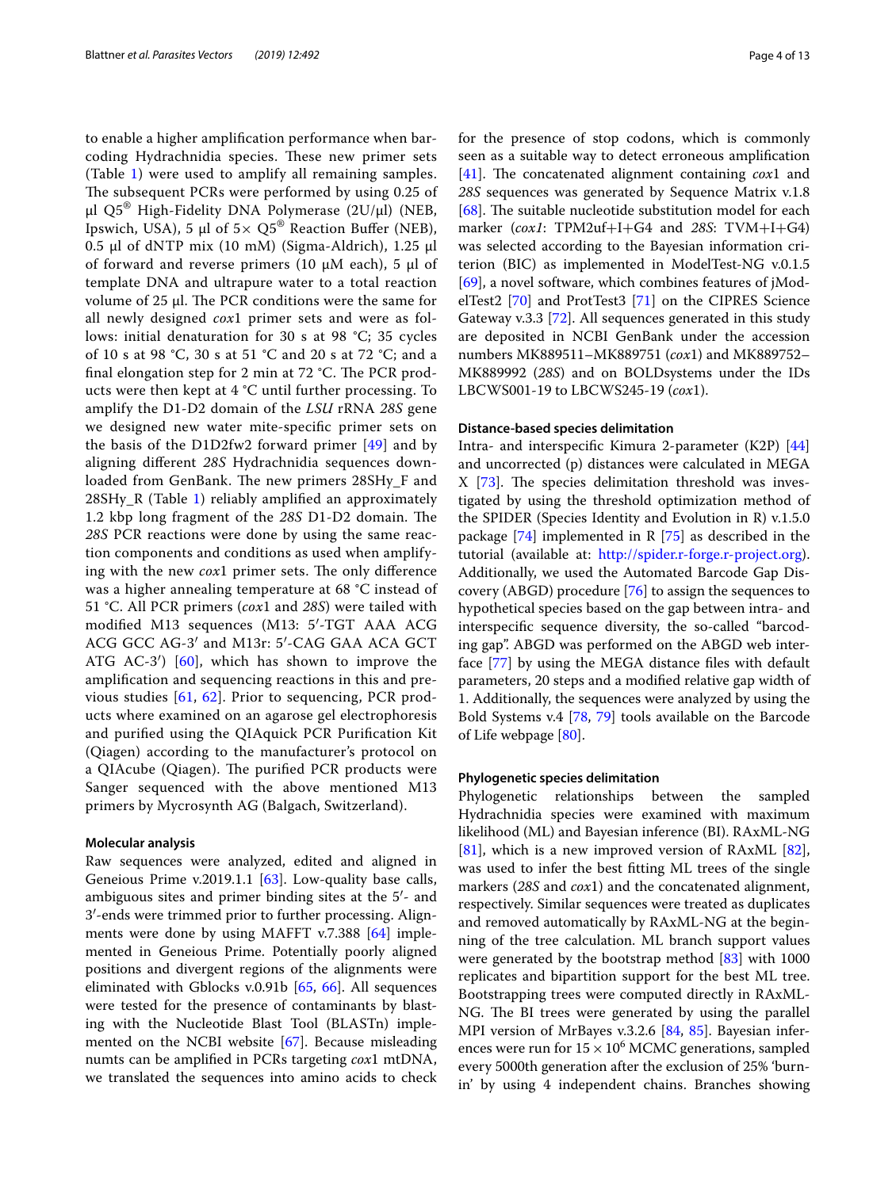to enable a higher amplification performance when barcoding Hydrachnidia species. These new primer sets (Table 1) were used to amplify all remaining samples. The subsequent PCRs were performed by using 0.25 of µl Q5® High-Fidelity DNA Polymerase (2U/µl) (NEB, Ipswich, USA), 5 µl of 5× Q5® Reaction Buffer (NEB), 0.5 µl of dNTP mix (10 mM) (Sigma-Aldrich), 1.25 µl of forward and reverse primers (10 µM each), 5 µl of template DNA and ultrapure water to a total reaction volume of 25 µl. The PCR conditions were the same for all newly designed *cox*1 primer sets and were as follows: initial denaturation for 30 s at 98 °C; 35 cycles of 10 s at 98 °C, 30 s at 51 °C and 20 s at 72 °C; and a final elongation step for 2 min at 72 °C. The PCR products were then kept at 4 °C until further processing. To amplify the D1-D2 domain of the *LSU* rRNA *28S* gene we designed new water mite-specific primer sets on the basis of the D1D2fw2 forward primer [49] and by aligning different *28S* Hydrachnidia sequences downloaded from GenBank. The new primers 28SHy_F and 28SHy_R (Table 1) reliably amplified an approximately 1.2 kbp long fragment of the *28S* D1-D2 domain. The *28S* PCR reactions were done by using the same reaction components and conditions as used when amplifying with the new *cox*1 primer sets. The only difference was a higher annealing temperature at 68 °C instead of 51 °C. All PCR primers (*cox*1 and *28S*) were tailed with modified M13 sequences (M13: 5′-TGT AAA ACG ACG GCC AG-3′ and M13r: 5′-CAG GAA ACA GCT ATG AC-3′) [60], which has shown to improve the amplification and sequencing reactions in this and previous studies [61, 62]. Prior to sequencing, PCR products where examined on an agarose gel electrophoresis and purified using the QIAquick PCR Purification Kit (Qiagen) according to the manufacturer's protocol on a QIAcube (Qiagen). The purified PCR products were Sanger sequenced with the above mentioned M13 primers by Mycrosynth AG (Balgach, Switzerland).

### Molecular analysis

Raw sequences were analyzed, edited and aligned in Geneious Prime v.2019.1.1 [63]. Low-quality base calls, ambiguous sites and primer binding sites at the 5′- and 3′-ends were trimmed prior to further processing. Alignments were done by using MAFFT v.7.388 [64] implemented in Geneious Prime. Potentially poorly aligned positions and divergent regions of the alignments were eliminated with Gblocks v.0.91b [65, 66]. All sequences were tested for the presence of contaminants by blasting with the Nucleotide Blast Tool (BLASTn) implemented on the NCBI website [67]. Because misleading numts can be amplified in PCRs targeting *cox*1 mtDNA, we translated the sequences into amino acids to check for the presence of stop codons, which is commonly seen as a suitable way to detect erroneous amplification [41]. The concatenated alignment containing *cox*1 and *28S* sequences was generated by Sequence Matrix v.1.8 [68]. The suitable nucleotide substitution model for each marker (*cox1*: TPM2uf+I+G4 and *28S*: TVM+I+G4) was selected according to the Bayesian information criterion (BIC) as implemented in ModelTest-NG v.0.1.5 [69], a novel software, which combines features of jModelTest2 [70] and ProtTest3 [71] on the CIPRES Science Gateway v.3.3 [72]. All sequences generated in this study are deposited in NCBI GenBank under the accession numbers MK889511–MK889751 (*cox*1) and MK889752–MK889992 (*28S*) and on BOLDsystems under the IDs LBCWS001-19 to LBCWS245-19 (*cox*1).

### Distance-based species delimitation

Intra- and interspecific Kimura 2-parameter (K2P) [44] and uncorrected (p) distances were calculated in MEGA X [73]. The species delimitation threshold was investigated by using the threshold optimization method of the SPIDER (Species Identity and Evolution in R) v.1.5.0 package [74] implemented in R [75] as described in the tutorial (available at: http://spider.r-forge.r-project.org). Additionally, we used the Automated Barcode Gap Discovery (ABGD) procedure [76] to assign the sequences to hypothetical species based on the gap between intra- and interspecific sequence diversity, the so-called "barcoding gap". ABGD was performed on the ABGD web interface [77] by using the MEGA distance files with default parameters, 20 steps and a modified relative gap width of 1. Additionally, the sequences were analyzed by using the Bold Systems v.4 [78, 79] tools available on the Barcode of Life webpage [80].

### Phylogenetic species delimitation

Phylogenetic relationships between the sampled Hydrachnidia species were examined with maximum likelihood (ML) and Bayesian inference (BI). RAxML-NG [81], which is a new improved version of RAxML [82], was used to infer the best fitting ML trees of the single markers (*28S* and *cox*1) and the concatenated alignment, respectively. Similar sequences were treated as duplicates and removed automatically by RAxML-NG at the beginning of the tree calculation. ML branch support values were generated by the bootstrap method [83] with 1000 replicates and bipartition support for the best ML tree. Bootstrapping trees were computed directly in RAxML-NG. The BI trees were generated by using the parallel MPI version of MrBayes v.3.2.6 [84, 85]. Bayesian inferences were run for $15 \times 10^6$ MCMC generations, sampled every 5000th generation after the exclusion of 25% 'burn-in' by using 4 independent chains. Branches showing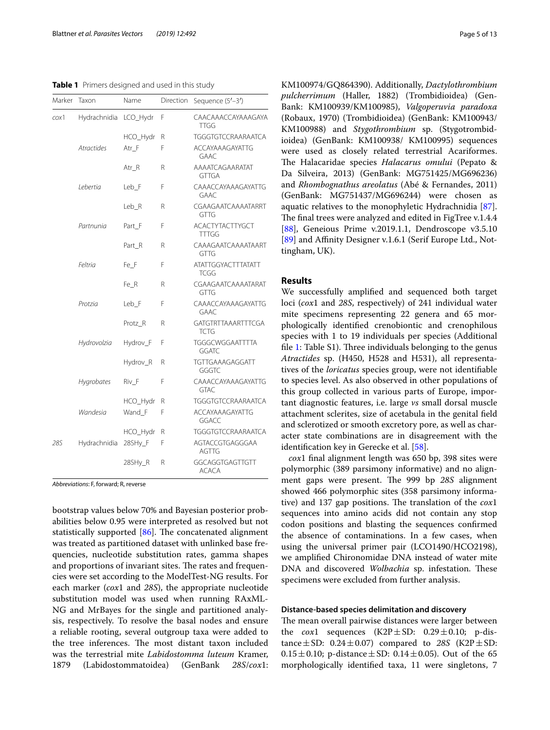**Table 1** Primers designed and used in this study

| Marker | Taxon | Name | Direction | Sequence (5′–3′) |
|---|---|---|---|---|
| *cox*1 | Hydrachnidia | LCO_Hydr | F | CAACAAACCAYAAAGAYATTGG |
| | | HCO_Hydr | R | TGGGTGTCCRAARAATCA |
| | *Atractides* | Atr_F | F | ACCAYAAAGAYATTGGAAC |
| | | Atr_R | R | AAAATCAGAARATATGTTGA |
| | *Lebertia* | Leb_F | F | CAAACCAYAAAGAYATTGGAAC |
| | | Leb_R | R | CGAAGAATCAAAATARRTGTTG |
| | *Partnunia* | Part_F | F | ACACTYTACTTYGCTTTTGG |
| | | Part_R | R | CAAAGAATCAAAATAARTGTTG |
| | *Feltria* | Fe_F | F | ATATTGGYACTTTATATTTCGG |
| | | Fe_R | R | CGAAGAATCAAAATARATGTTG |
| | *Protzia* | Leb_F | F | CAAACCAYAAAGAYATTGGAAC |
| | | Protz_R | R | GATGTRTTAAARTTTCGATCTG |
| | *Hydrovolzia* | Hydrov_F | F | TGGGCWGGAATTTTAGGATC |
| | | Hydrov_R | R | TGTTGAAAGAGGATTGGGTC |
| | *Hygrobates* | Riv_F | F | CAAACCAYAAAGAYATTGGTAC |
| | | HCO_Hydr | R | TGGGTGTCCRAARAATCA |
| | *Wandesia* | Wand_F | F | ACCAYAAAGAYATTGGGACC |
| | | HCO_Hydr | R | TGGGTGTCCRAARAATCA |
| *28S* | Hydrachnidia | 28SHy_F | F | AGTACCGTGAGGGAAAGTTG |
| | | 28SHy_R | R | GGCAGGTGAGTTGTTACACA |

*Abbreviations*: F, forward; R, reverse

bootstrap values below 70% and Bayesian posterior probabilities below 0.95 were interpreted as resolved but not statistically supported [86]. The concatenated alignment was treated as partitioned dataset with unlinked base frequencies, nucleotide substitution rates, gamma shapes and proportions of invariant sites. The rates and frequencies were set according to the ModelTest-NG results. For each marker (*cox*1 and *28S*), the appropriate nucleotide substitution model was used when running RAxML-NG and MrBayes for the single and partitioned analysis, respectively. To resolve the basal nodes and ensure a reliable rooting, several outgroup taxa were added to the tree inferences. The most distant taxon included was the terrestrial mite *Labidostomma luteum* Kramer, 1879 (Labidostommatoidea) (GenBank *28S*/*cox*1: KM100974/GQ864390). Additionally, *Dactylothrombium pulcherrimum* (Haller, 1882) (Trombidioidea) (GenBank: KM100939/KM100985), *Valgoperuvia paradoxa* (Robaux, 1970) (Trombidioidea) (GenBank: KM100943/KM100988) and *Stygothrombium* sp. (Stygotrombidioidea) (GenBank: KM100938/ KM100995) sequences were used as closely related terrestrial Acariformes. The Halacaridae species *Halacarus omului* (Pepato & Da Silveira, 2013) (GenBank: MG751425/MG696236) and *Rhombognathus areolatus* (Abé & Fernandes, 2011) (GenBank: MG751437/MG696244) were chosen as aquatic relatives to the monophyletic Hydrachnidia [87]. The final trees were analyzed and edited in FigTree v.1.4.4 [88], Geneious Prime v.2019.1.1, Dendroscope v3.5.10 [89] and Affinity Designer v.1.6.1 (Serif Europe Ltd., Nottingham, UK).

## Results

We successfully amplified and sequenced both target loci (*cox*1 and *28S*, respectively) of 241 individual water mite specimens representing 22 genera and 65 morphologically identified crenobiontic and crenophilous species with 1 to 19 individuals per species (Additional file 1: Table S1). Three individuals belonging to the genus *Atractides* sp. (H450, H528 and H531), all representatives of the *loricatus* species group, were not identifiable to species level. As also observed in other populations of this group collected in various parts of Europe, important diagnostic features, i.e. large *vs* small dorsal muscle attachment sclerites, size of acetabula in the genital field and sclerotized or smooth excretory pore, as well as character state combinations are in disagreement with the identification key in Gerecke et al. [58].

*cox*1 final alignment length was 650 bp, 398 sites were polymorphic (389 parsimony informative) and no alignment gaps were present. The 999 bp *28S* alignment showed 466 polymorphic sites (358 parsimony informative) and 137 gap positions. The translation of the *cox*1 sequences into amino acids did not contain any stop codon positions and blasting the sequences confirmed the absence of contaminations. In a few cases, when using the universal primer pair (LCO1490/HCO2198), we amplified Chironomidae DNA instead of water mite DNA and discovered *Wolbachia* sp. infestation. These specimens were excluded from further analysis.

### Distance-based species delimitation and discovery

The mean overall pairwise distances were larger between the *cox*1 sequences (K2P ± SD: 0.29 ± 0.10; p-distance ± SD: 0.24 ± 0.07) compared to *28S* (K2P ± SD: 0.15 ± 0.10; p-distance ± SD: 0.14 ± 0.05). Out of the 65 morphologically identified taxa, 11 were singletons, 7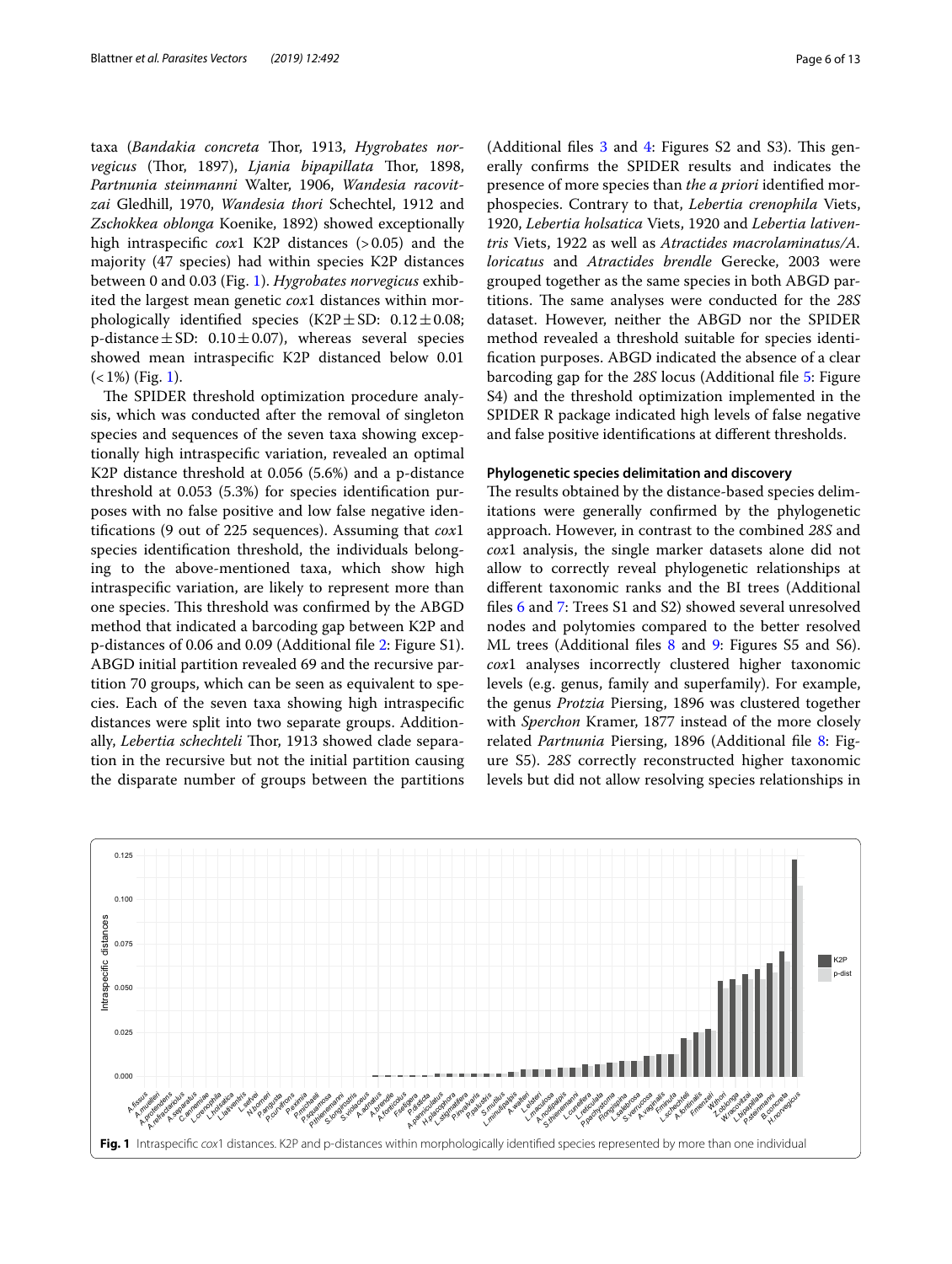taxa (*Bandakia concreta* Thor, 1913, *Hygrobates norvegicus* (Thor, 1897), *Ljania bipapillata* Thor, 1898, *Partnunia steinmanni* Walter, 1906, *Wandesia racovitzai* Gledhill, 1970, *Wandesia thori* Schechtel, 1912 and *Zschokkea oblonga* Koenike, 1892) showed exceptionally high intraspecific *cox*1 K2P distances (> 0.05) and the majority (47 species) had within species K2P distances between 0 and 0.03 (Fig. 1). *Hygrobates norvegicus* exhibited the largest mean genetic *cox*1 distances within morphologically identified species (K2P ± SD: 0.12 ± 0.08; p-distance ± SD: 0.10 ± 0.07), whereas several species showed mean intraspecific K2P distanced below 0.01 (< 1%) (Fig. 1).

The SPIDER threshold optimization procedure analysis, which was conducted after the removal of singleton species and sequences of the seven taxa showing exceptionally high intraspecific variation, revealed an optimal K2P distance threshold at 0.056 (5.6%) and a p-distance threshold at 0.053 (5.3%) for species identification purposes with no false positive and low false negative identifications (9 out of 225 sequences). Assuming that *cox*1 species identification threshold, the individuals belonging to the above-mentioned taxa, which show high intraspecific variation, are likely to represent more than one species. This threshold was confirmed by the ABGD method that indicated a barcoding gap between K2P and p-distances of 0.06 and 0.09 (Additional file 2: Figure S1). ABGD initial partition revealed 69 and the recursive partition 70 groups, which can be seen as equivalent to species. Each of the seven taxa showing high intraspecific distances were split into two separate groups. Additionally, *Lebertia schechteli* Thor, 1913 showed clade separation in the recursive but not the initial partition causing the disparate number of groups between the partitions (Additional files 3 and 4: Figures S2 and S3). This generally confirms the SPIDER results and indicates the presence of more species than *the a priori* identified morphospecies. Contrary to that, *Lebertia crenophila* Viets, 1920, *Lebertia holsatica* Viets, 1920 and *Lebertia lativentris* Viets, 1922 as well as *Atractides macrolaminatus/A. loricatus* and *Atractides brendle* Gerecke, 2003 were grouped together as the same species in both ABGD partitions. The same analyses were conducted for the *28S* dataset. However, neither the ABGD nor the SPIDER method revealed a threshold suitable for species identification purposes. ABGD indicated the absence of a clear barcoding gap for the *28S* locus (Additional file 5: Figure S4) and the threshold optimization implemented in the SPIDER R package indicated high levels of false negative and false positive identifications at different thresholds.

### Phylogenetic species delimitation and discovery

The results obtained by the distance-based species delimitations were generally confirmed by the phylogenetic approach. However, in contrast to the combined *28S* and *cox*1 analysis, the single marker datasets alone did not allow to correctly reveal phylogenetic relationships at different taxonomic ranks and the BI trees (Additional files 6 and 7: Trees S1 and S2) showed several unresolved nodes and polytomies compared to the better resolved ML trees (Additional files 8 and 9: Figures S5 and S6). *cox*1 analyses incorrectly clustered higher taxonomic levels (e.g. genus, family and superfamily). For example, the genus *Protzia* Piersing, 1896 was clustered together with *Sperchon* Kramer, 1877 instead of the more closely related *Partnunia* Piersing, 1896 (Additional file 8: Figure S5). *28S* correctly reconstructed higher taxonomic levels but did not allow resolving species relationships in

**Fig. 1** Intraspecific *cox*1 distances. K2P and p-distances within morphologically identified species represented by more than one individual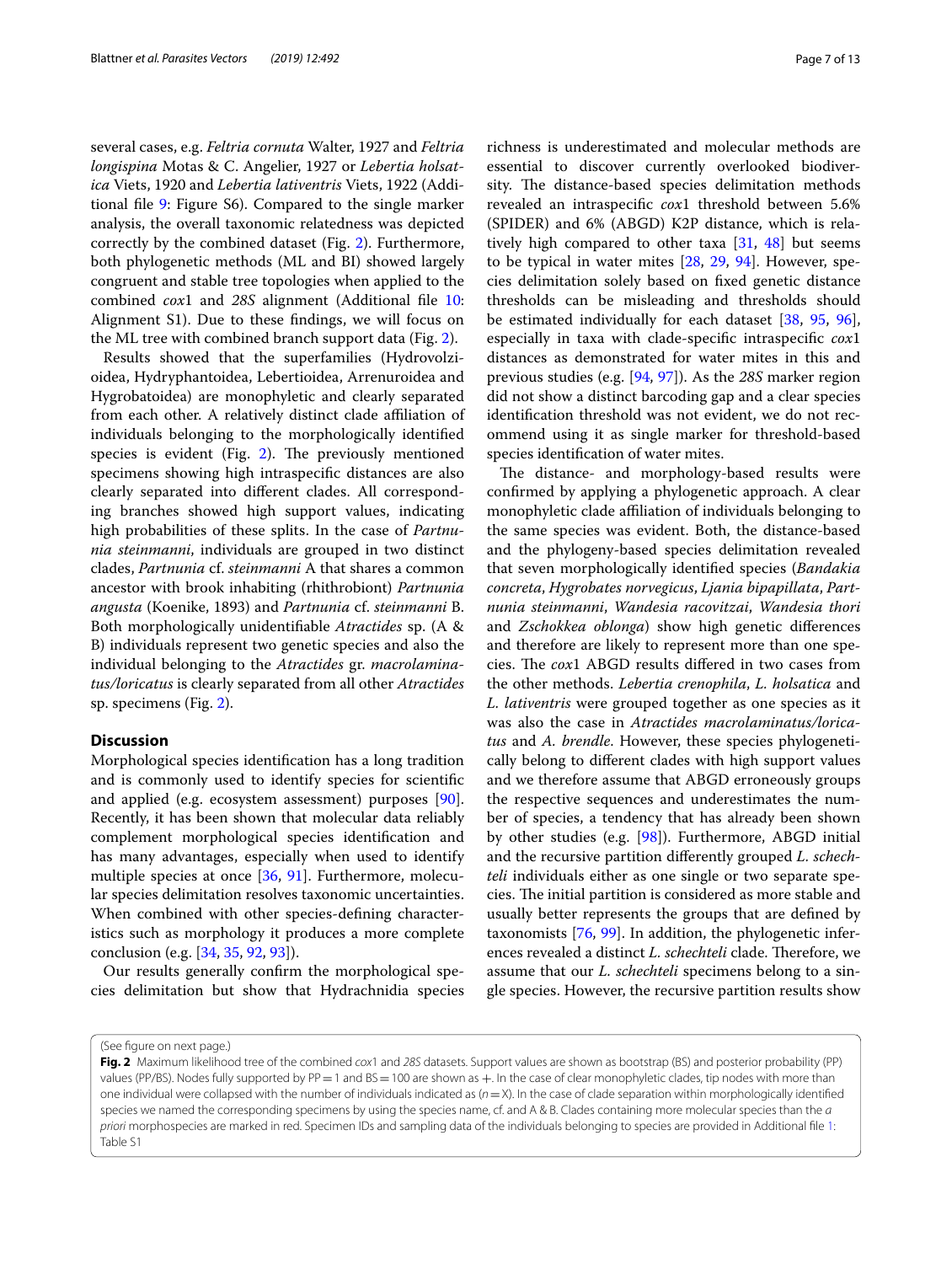several cases, e.g. *Feltria cornuta* Walter, 1927 and *Feltria longispina* Motas & C. Angelier, 1927 or *Lebertia holsatica* Viets, 1920 and *Lebertia lativentris* Viets, 1922 (Additional file 9: Figure S6). Compared to the single marker analysis, the overall taxonomic relatedness was depicted correctly by the combined dataset (Fig. 2). Furthermore, both phylogenetic methods (ML and BI) showed largely congruent and stable tree topologies when applied to the combined *cox*1 and *28S* alignment (Additional file 10: Alignment S1). Due to these findings, we will focus on the ML tree with combined branch support data (Fig. 2).

Results showed that the superfamilies (Hydrovolzioidea, Hydryphantoidea, Lebertioidea, Arrenuroidea and Hygrobatoidea) are monophyletic and clearly separated from each other. A relatively distinct clade affiliation of individuals belonging to the morphologically identified species is evident (Fig. 2). The previously mentioned specimens showing high intraspecific distances are also clearly separated into different clades. All corresponding branches showed high support values, indicating high probabilities of these splits. In the case of *Partnunia steinmanni*, individuals are grouped in two distinct clades, *Partnunia* cf. *steinmanni* A that shares a common ancestor with brook inhabiting (rhithrobiont) *Partnunia angusta* (Koenike, 1893) and *Partnunia* cf. *steinmanni* B. Both morphologically unidentifiable *Atractides* sp. (A & B) individuals represent two genetic species and also the individual belonging to the *Atractides* gr. *macrolaminatus/loricatus* is clearly separated from all other *Atractides* sp. specimens (Fig. 2).

## Discussion

Morphological species identification has a long tradition and is commonly used to identify species for scientific and applied (e.g. ecosystem assessment) purposes [90]. Recently, it has been shown that molecular data reliably complement morphological species identification and has many advantages, especially when used to identify multiple species at once [36, 91]. Furthermore, molecular species delimitation resolves taxonomic uncertainties. When combined with other species-defining characteristics such as morphology it produces a more complete conclusion (e.g. [34, 35, 92, 93]).

Our results generally confirm the morphological species delimitation but show that Hydrachnidia species richness is underestimated and molecular methods are essential to discover currently overlooked biodiversity. The distance-based species delimitation methods revealed an intraspecific *cox*1 threshold between 5.6% (SPIDER) and 6% (ABGD) K2P distance, which is relatively high compared to other taxa [31, 48] but seems to be typical in water mites [28, 29, 94]. However, species delimitation solely based on fixed genetic distance thresholds can be misleading and thresholds should be estimated individually for each dataset [38, 95, 96], especially in taxa with clade-specific intraspecific *cox*1 distances as demonstrated for water mites in this and previous studies (e.g. [94, 97]). As the *28S* marker region did not show a distinct barcoding gap and a clear species identification threshold was not evident, we do not recommend using it as single marker for threshold-based species identification of water mites.

The distance- and morphology-based results were confirmed by applying a phylogenetic approach. A clear monophyletic clade affiliation of individuals belonging to the same species was evident. Both, the distance-based and the phylogeny-based species delimitation revealed that seven morphologically identified species (*Bandakia concreta*, *Hygrobates norvegicus*, *Ljania bipapillata*, *Partnunia steinmanni*, *Wandesia racovitzai*, *Wandesia thori* and *Zschokkea oblonga*) show high genetic differences and therefore are likely to represent more than one species. The *cox*1 ABGD results differed in two cases from the other methods. *Lebertia crenophila*, *L. holsatica* and *L. lativentris* were grouped together as one species as it was also the case in *Atractides macrolaminatus/loricatus* and *A. brendle*. However, these species phylogenetically belong to different clades with high support values and we therefore assume that ABGD erroneously groups the respective sequences and underestimates the number of species, a tendency that has already been shown by other studies (e.g. [98]). Furthermore, ABGD initial and the recursive partition differently grouped *L. schechteli* individuals either as one single or two separate species. The initial partition is considered as more stable and usually better represents the groups that are defined by taxonomists [76, 99]. In addition, the phylogenetic inferences revealed a distinct *L. schechteli* clade. Therefore, we assume that our *L. schechteli* specimens belong to a single species. However, the recursive partition results show

(See figure on next page.)

**Fig. 2** Maximum likelihood tree of the combined *cox*1 and *28S* datasets. Support values are shown as bootstrap (BS) and posterior probability (PP) values (PP/BS). Nodes fully supported by PP = 1 and BS = 100 are shown as +. In the case of clear monophyletic clades, tip nodes with more than one individual were collapsed with the number of individuals indicated as ($n = X$). In the case of clade separation within morphologically identified species we named the corresponding specimens by using the species name, cf. and A & B. Clades containing more molecular species than the *a priori* morphospecies are marked in red. Specimen IDs and sampling data of the individuals belonging to species are provided in Additional file 1: Table S1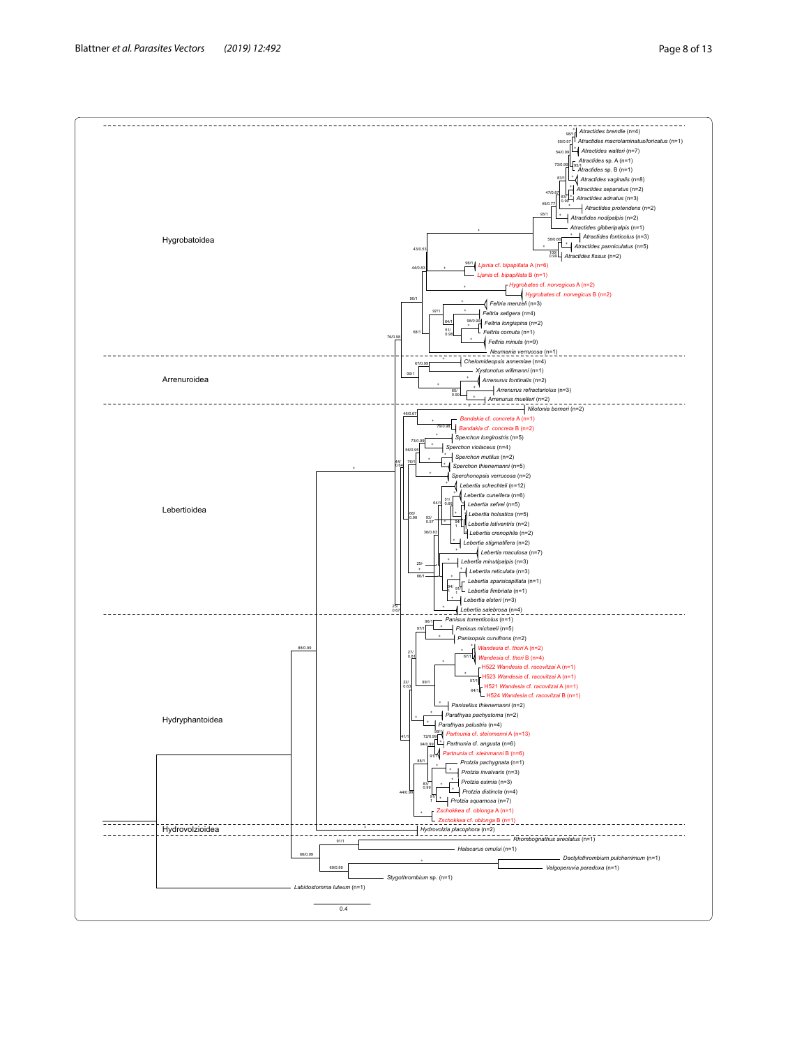Hygrobatoidea

*Atractides brendle* (n=4)
*Atractides macrolaminatus/loricatus* (n=1)
*Atractides walteri* (n=7)
*Atractides* sp. A (n=1)
*Atractides* sp. B (n=1)
*Atractides vaginalis* (n=8)
*Atractides separatus* (n=2)
*Atractides adnatus* (n=3)
*Atractides protendens* (n=2)
*Atractides nodipalpis* (n=2)
*Atractides gibberipalpis* (n=1)
*Atractides fonticolus* (n=3)
*Atractides panniculatus* (n=5)
*Atractides fissus* (n=2)
*Ljania* cf. *bipapillata* A (n=6)
*Ljania* cf. *bipapillata* B (n=1)
*Hygrobates* cf. *norvegicus* A (n=2)
*Hygrobates* cf. *norvegicus* B (n=2)
*Feltria menzeli* (n=3)
*Feltria setigera* (n=4)
*Feltria longispina* (n=2)
*Feltria cornuta* (n=1)
*Feltria minuta* (n=9)
*Neumania verrucosa* (n=1)

Arrenuroidea

*Chelomideopsis annemiae* (n=4)
*Xystonotus willmanni* (n=1)
*Arrenurus fontinalis* (n=2)
*Arrenurus refractariolus* (n=3)
*Arrenurus muelleri* (n=2)

Lebertioidea

*Nilotonia borneri* (n=2)
*Bandakia* cf. *concreta* A (n=1)
*Bandakia* cf. *concreta* B (n=2)
*Sperchon longirostris* (n=5)
*Sperchon violaceus* (n=4)
*Sperchon mutilus* (n=2)
*Sperchon thienemanni* (n=5)
*Sperchonopsis verrucosa* (n=2)
*Lebertia schechteli* (n=12)
*Lebertia cuneifera* (n=6)
*Lebertia sefvei* (n=5)
*Lebertia holsatica* (n=5)
*Lebertia lativentris* (n=2)
*Lebertia crenophila* (n=2)
*Lebertia stigmatifera* (n=2)
*Lebertia maculosa* (n=7)
*Lebertia minutipalpis* (n=3)
*Lebertia reticulata* (n=3)
*Lebertia sparsicapillata* (n=1)
*Lebertia fimbriata* (n=1)
*Lebertia elsteri* (n=3)
*Lebertia salebrosa* (n=4)

Hydryphantoidea

*Panisus torrenticolus* (n=1)
*Panisus michaeli* (n=5)
*Panisopsis curvifrons* (n=2)
*Wandesia* cf. *thori* A (n=2)
*Wandesia* cf. *thori* B (n=4)
H522 *Wandesia* cf. *racovitzai* A (n=1)
H523 *Wandesia* cf. *racovitzai* A (n=1)
H521 *Wandesia* cf. *racovitzai* A (n=1)
H524 *Wandesia* cf. *racovitzai* B (n=1)
*Panisellus thienemanni* (n=2)
*Parathyas pachystoma* (n=2)
*Parathyas palustris* (n=4)
*Partnunia* cf. *steinmanni* A (n=13)
*Partnunia* cf. *angusta* (n=6)
*Partnunia* cf. *steinmanni* B (n=6)
*Protzia pachygnata* (n=1)
*Protzia invalvaris* (n=3)
*Protzia eximia* (n=3)
*Protzia distincta* (n=4)
*Protzia squamosa* (n=7)
*Zschokkea* cf. *oblonga* A (n=1)
*Zschokkea* cf. *oblonga* B (n=1)

Hydrovolzioidea

*Hydrovolzia placophora* (n=2)

*Rhombognathus areolatus* (n=1)
*Halacarus omulii* (n=1)
*Dactylothrombium pulcherrimum* (n=1)
*Valgoperuvia paradoxa* (n=1)
*Stygothrombium* sp. (n=1)
*Labidostomma luteum* (n=1)

0.4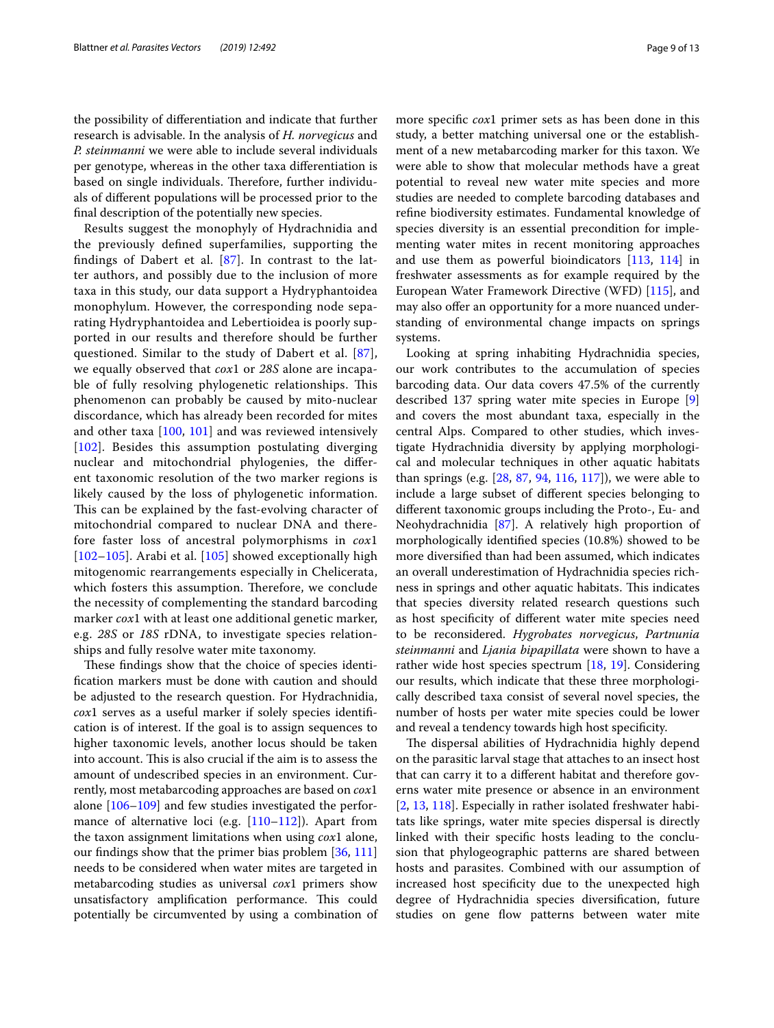the possibility of differentiation and indicate that further research is advisable. In the analysis of *H. norvegicus* and *P. steinmanni* we were able to include several individuals per genotype, whereas in the other taxa differentiation is based on single individuals. Therefore, further individuals of different populations will be processed prior to the final description of the potentially new species.

Results suggest the monophyly of Hydrachnidia and the previously defined superfamilies, supporting the findings of Dabert et al. [87]. In contrast to the latter authors, and possibly due to the inclusion of more taxa in this study, our data support a Hydryphantoidea monophylum. However, the corresponding node separating Hydryphantoidea and Lebertioidea is poorly supported in our results and therefore should be further questioned. Similar to the study of Dabert et al. [87], we equally observed that *cox*1 or *28S* alone are incapable of fully resolving phylogenetic relationships. This phenomenon can probably be caused by mito-nuclear discordance, which has already been recorded for mites and other taxa [100, 101] and was reviewed intensively [102]. Besides this assumption postulating diverging nuclear and mitochondrial phylogenies, the different taxonomic resolution of the two marker regions is likely caused by the loss of phylogenetic information. This can be explained by the fast-evolving character of mitochondrial compared to nuclear DNA and therefore faster loss of ancestral polymorphisms in *cox*1 [102–105]. Arabi et al. [105] showed exceptionally high mitogenomic rearrangements especially in Chelicerata, which fosters this assumption. Therefore, we conclude the necessity of complementing the standard barcoding marker *cox*1 with at least one additional genetic marker, e.g. *28S* or *18S* rDNA, to investigate species relationships and fully resolve water mite taxonomy.

These findings show that the choice of species identification markers must be done with caution and should be adjusted to the research question. For Hydrachnidia, *cox*1 serves as a useful marker if solely species identification is of interest. If the goal is to assign sequences to higher taxonomic levels, another locus should be taken into account. This is also crucial if the aim is to assess the amount of undescribed species in an environment. Currently, most metabarcoding approaches are based on *cox*1 alone [106–109] and few studies investigated the performance of alternative loci (e.g. [110–112]). Apart from the taxon assignment limitations when using *cox*1 alone, our findings show that the primer bias problem [36, 111] needs to be considered when water mites are targeted in metabarcoding studies as universal *cox*1 primers show unsatisfactory amplification performance. This could potentially be circumvented by using a combination of more specific *cox*1 primer sets as has been done in this study, a better matching universal one or the establishment of a new metabarcoding marker for this taxon. We were able to show that molecular methods have a great potential to reveal new water mite species and more studies are needed to complete barcoding databases and refine biodiversity estimates. Fundamental knowledge of species diversity is an essential precondition for implementing water mites in recent monitoring approaches and use them as powerful bioindicators [113, 114] in freshwater assessments as for example required by the European Water Framework Directive (WFD) [115], and may also offer an opportunity for a more nuanced understanding of environmental change impacts on springs systems.

Looking at spring inhabiting Hydrachnidia species, our work contributes to the accumulation of species barcoding data. Our data covers 47.5% of the currently described 137 spring water mite species in Europe [9] and covers the most abundant taxa, especially in the central Alps. Compared to other studies, which investigate Hydrachnidia diversity by applying morphological and molecular techniques in other aquatic habitats than springs (e.g. [28, 87, 94, 116, 117]), we were able to include a large subset of different species belonging to different taxonomic groups including the Proto-, Eu- and Neohydrachnidia [87]. A relatively high proportion of morphologically identified species (10.8%) showed to be more diversified than had been assumed, which indicates an overall underestimation of Hydrachnidia species richness in springs and other aquatic habitats. This indicates that species diversity related research questions such as host specificity of different water mite species need to be reconsidered. *Hygrobates norvegicus*, *Partnunia steinmanni* and *Ljania bipapillata* were shown to have a rather wide host species spectrum [18, 19]. Considering our results, which indicate that these three morphologically described taxa consist of several novel species, the number of hosts per water mite species could be lower and reveal a tendency towards high host specificity.

The dispersal abilities of Hydrachnidia highly depend on the parasitic larval stage that attaches to an insect host that can carry it to a different habitat and therefore governs water mite presence or absence in an environment [2, 13, 118]. Especially in rather isolated freshwater habitats like springs, water mite species dispersal is directly linked with their specific hosts leading to the conclusion that phylogeographic patterns are shared between hosts and parasites. Combined with our assumption of increased host specificity due to the unexpected high degree of Hydrachnidia species diversification, future studies on gene flow patterns between water mite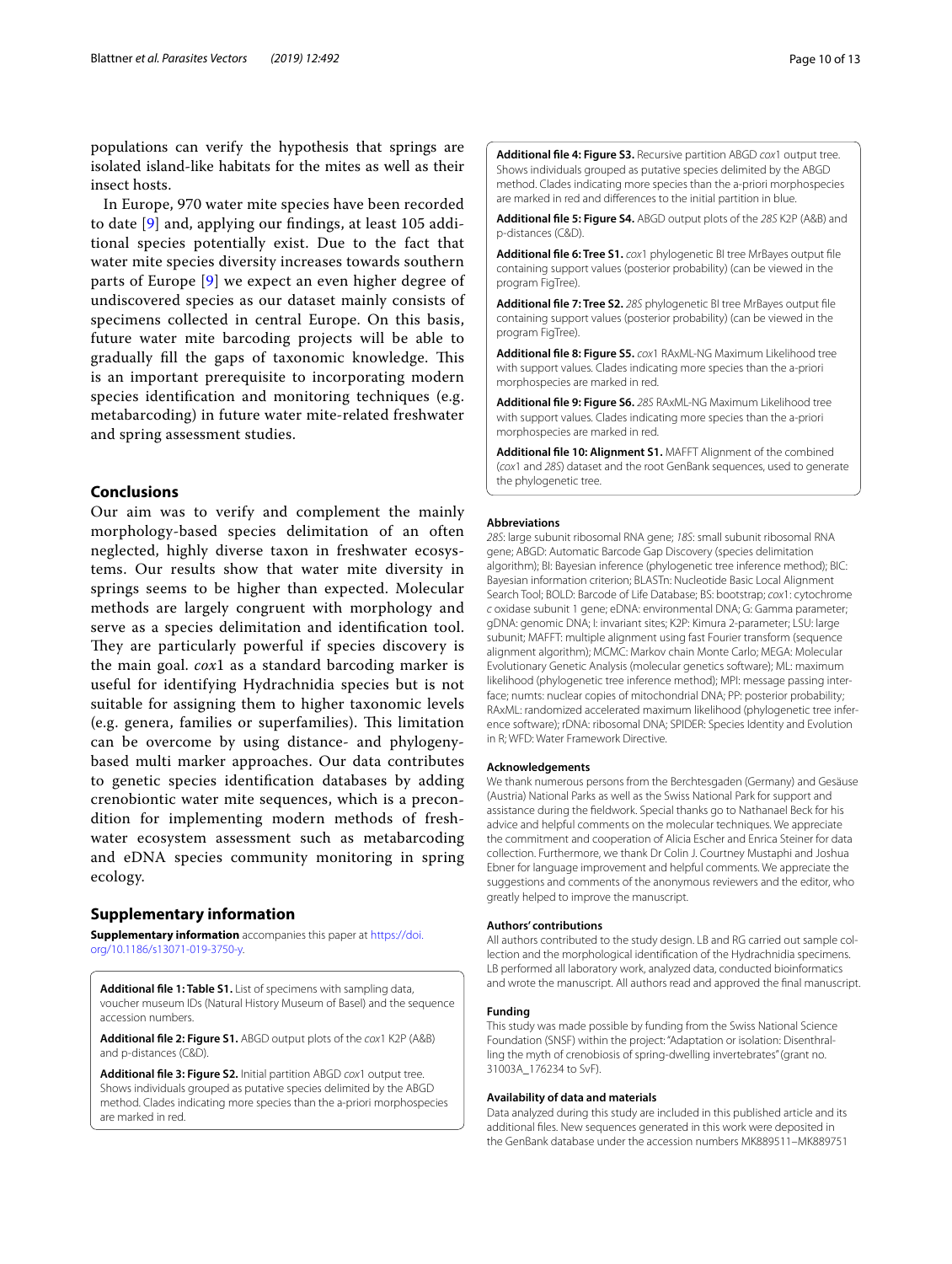populations can verify the hypothesis that springs are isolated island-like habitats for the mites as well as their insect hosts.

In Europe, 970 water mite species have been recorded to date [9] and, applying our findings, at least 105 additional species potentially exist. Due to the fact that water mite species diversity increases towards southern parts of Europe [9] we expect an even higher degree of undiscovered species as our dataset mainly consists of specimens collected in central Europe. On this basis, future water mite barcoding projects will be able to gradually fill the gaps of taxonomic knowledge. This is an important prerequisite to incorporating modern species identification and monitoring techniques (e.g. metabarcoding) in future water mite-related freshwater and spring assessment studies.

## Conclusions

Our aim was to verify and complement the mainly morphology-based species delimitation of an often neglected, highly diverse taxon in freshwater ecosystems. Our results show that water mite diversity in springs seems to be higher than expected. Molecular methods are largely congruent with morphology and serve as a species delimitation and identification tool. They are particularly powerful if species discovery is the main goal. *cox*1 as a standard barcoding marker is useful for identifying Hydrachnidia species but is not suitable for assigning them to higher taxonomic levels (e.g. genera, families or superfamilies). This limitation can be overcome by using distance- and phylogeny-based multi marker approaches. Our data contributes to genetic species identification databases by adding crenobiontic water mite sequences, which is a precondition for implementing modern methods of freshwater ecosystem assessment such as metabarcoding and eDNA species community monitoring in spring ecology.

## Supplementary information

**Supplementary information** accompanies this paper at https://doi.org/10.1186/s13071-019-3750-y.

**Additional file 1: Table S1.** List of specimens with sampling data, voucher museum IDs (Natural History Museum of Basel) and the sequence accession numbers.

**Additional file 2: Figure S1.** ABGD output plots of the *cox*1 K2P (A&B) and p-distances (C&D).

**Additional file 3: Figure S2.** Initial partition ABGD *cox*1 output tree. Shows individuals grouped as putative species delimited by the ABGD method. Clades indicating more species than the a-priori morphospecies are marked in red.

**Additional file 4: Figure S3.** Recursive partition ABGD *cox*1 output tree. Shows individuals grouped as putative species delimited by the ABGD method. Clades indicating more species than the a-priori morphospecies are marked in red and differences to the initial partition in blue.

**Additional file 5: Figure S4.** ABGD output plots of the *28S* K2P (A&B) and p-distances (C&D).

**Additional file 6: Tree S1.** *cox*1 phylogenetic BI tree MrBayes output file containing support values (posterior probability) (can be viewed in the program FigTree).

**Additional file 7: Tree S2.** *28S* phylogenetic BI tree MrBayes output file containing support values (posterior probability) (can be viewed in the program FigTree).

**Additional file 8: Figure S5.** *cox*1 RAxML-NG Maximum Likelihood tree with support values. Clades indicating more species than the a-priori morphospecies are marked in red.

**Additional file 9: Figure S6.** *28S* RAxML-NG Maximum Likelihood tree with support values. Clades indicating more species than the a-priori morphospecies are marked in red.

**Additional file 10: Alignment S1.** MAFFT Alignment of the combined (*cox*1 and *28S*) dataset and the root GenBank sequences, used to generate the phylogenetic tree.

#### Abbreviations

*28S*: large subunit ribosomal RNA gene; *18S*: small subunit ribosomal RNA gene; ABGD: Automatic Barcode Gap Discovery (species delimitation algorithm); BI: Bayesian inference (phylogenetic tree inference method); BIC: Bayesian information criterion; BLASTn: Nucleotide Basic Local Alignment Search Tool; BOLD: Barcode of Life Database; BS: bootstrap; *cox*1: cytochrome *c* oxidase subunit 1 gene; eDNA: environmental DNA; G: Gamma parameter; gDNA: genomic DNA; I: invariant sites; K2P: Kimura 2-parameter; LSU: large subunit; MAFFT: multiple alignment using fast Fourier transform (sequence alignment algorithm); MCMC: Markov chain Monte Carlo; MEGA: Molecular Evolutionary Genetic Analysis (molecular genetics software); ML: maximum likelihood (phylogenetic tree inference method); MPI: message passing interface; numts: nuclear copies of mitochondrial DNA; PP: posterior probability; RAxML: randomized accelerated maximum likelihood (phylogenetic tree inference software); rDNA: ribosomal DNA; SPIDER: Species Identity and Evolution in R; WFD: Water Framework Directive.

#### Acknowledgements

We thank numerous persons from the Berchtesgaden (Germany) and Gesäuse (Austria) National Parks as well as the Swiss National Park for support and assistance during the fieldwork. Special thanks go to Nathanael Beck for his advice and helpful comments on the molecular techniques. We appreciate the commitment and cooperation of Alicia Escher and Enrica Steiner for data collection. Furthermore, we thank Dr Colin J. Courtney Mustaphi and Joshua Ebner for language improvement and helpful comments. We appreciate the suggestions and comments of the anonymous reviewers and the editor, who greatly helped to improve the manuscript.

#### Authors' contributions

All authors contributed to the study design. LB and RG carried out sample collection and the morphological identification of the Hydrachnidia specimens. LB performed all laboratory work, analyzed data, conducted bioinformatics and wrote the manuscript. All authors read and approved the final manuscript.

#### Funding

This study was made possible by funding from the Swiss National Science Foundation (SNSF) within the project: "Adaptation or isolation: Disenthralling the myth of crenobiontic spring-dwelling invertebrates" (grant no. 31003A_176234 to SvF).

#### Availability of data and materials

Data analyzed during this study are included in this published article and its additional files. New sequences generated in this work were deposited in the GenBank database under the accession numbers MK889511–MK889751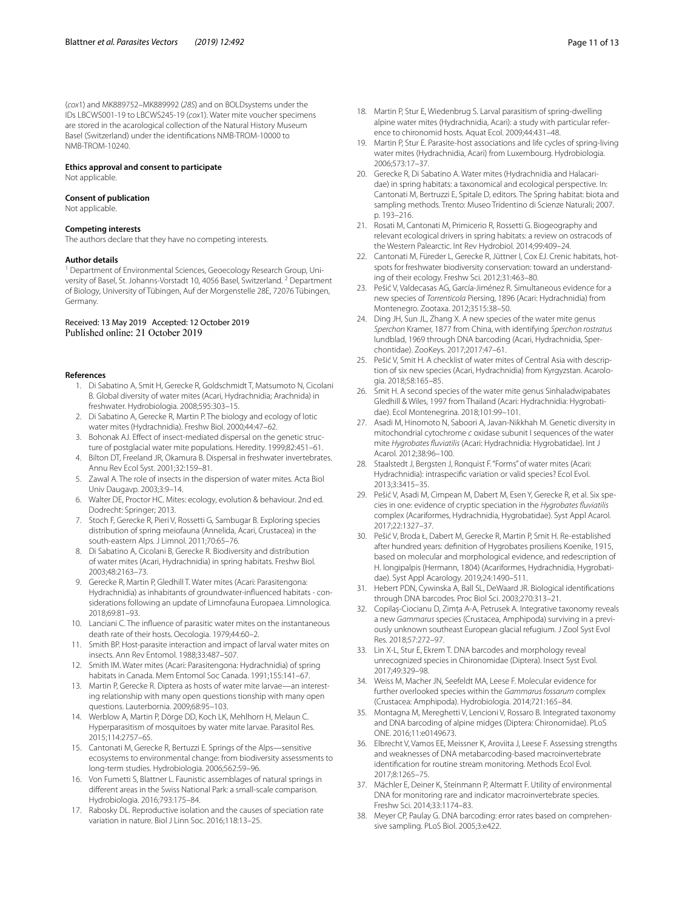(*cox*1) and MK889752–MK889992 (*28S*) and on BOLDsystems under the IDs LBCWS001-19 to LBCWS245-19 (*cox*1). Water mite voucher specimens are stored in the acarological collection of the Natural History Museum Basel (Switzerland) under the identifications NMB-TROM-10000 to NMB-TROM-10240.

### Ethics approval and consent to participate

Not applicable.

### Consent of publication

Not applicable.

### Competing interests

The authors declare that they have no competing interests.

### Author details

[1] Department of Environmental Sciences, Geoecology Research Group, University of Basel, St. Johanns-Vorstadt 10, 4056 Basel, Switzerland. [2] Department of Biology, University of Tübingen, Auf der Morgenstelle 28E, 72076 Tübingen, Germany.

Received: 13 May 2019 Accepted: 12 October 2019
Published online: 21 October 2019

## References

1. Di Sabatino A, Smit H, Gerecke R, Goldschmidt T, Matsumoto N, Cicolani B. Global diversity of water mites (Acari, Hydrachnidia; Arachnida) in freshwater. Hydrobiologia. 2008;595:303–15.
2. Di Sabatino A, Gerecke R, Martin P. The biology and ecology of lotic water mites (Hydrachnidia). Freshw Biol. 2000;44:47–62.
3. Bohonak AJ. Effect of insect-mediated dispersal on the genetic structure of postglacial water mite populations. Heredity. 1999;82:451–61.
4. Bilton DT, Freeland JR, Okamura B. Dispersal in freshwater invertebrates. Annu Rev Ecol Syst. 2001;32:159–81.
5. Zawal A. The role of insects in the dispersion of water mites. Acta Biol Univ Daugavp. 2003;3:9–14.
6. Walter DE, Proctor HC. Mites: ecology, evolution & behaviour. 2nd ed. Dodrecht: Springer; 2013.
7. Stoch F, Gerecke R, Pieri V, Rossetti G, Sambugar B. Exploring species distribution of spring meiofauna (Annelida, Acari, Crustacea) in the south-eastern Alps. J Limnol. 2011;70:65–76.
8. Di Sabatino A, Cicolani B, Gerecke R. Biodiversity and distribution of water mites (Acari, Hydrachnidia) in spring habitats. Freshw Biol. 2003;48:2163–73.
9. Gerecke R, Martin P, Gledhill T. Water mites (Acari: Parasitengona: Hydrachnidia) as inhabitants of groundwater-influenced habitats - considerations following an update of Limnofauna Europaea. Limnologica. 2018;69:81–93.
10. Lanciani C. The influence of parasitic water mites on the instantaneous death rate of their hosts. Oecologia. 1979;44:60–2.
11. Smith BP. Host-parasite interaction and impact of larval water mites on insects. Ann Rev Entomol. 1988;33:487–507.
12. Smith IM. Water mites (Acari: Parasitengona: Hydrachnidia) of spring habitats in Canada. Mem Entomol Soc Canada. 1991;155:141–67.
13. Martin P, Gerecke R. Diptera as hosts of water mite larvae—an interesting relationship with many open questions tionship with many open questions. Lauterbornia. 2009;68:95–103.
14. Werblow A, Martin P, Dörge DD, Koch LK, Mehlhorn H, Melaun C. Hyperparasitism of mosquitoes by water mite larvae. Parasitol Res. 2015;114:2757–65.
15. Cantonati M, Gerecke R, Bertuzzi E. Springs of the Alps—sensitive ecosystems to environmental change: from biodiversity assessments to long-term studies. Hydrobiologia. 2006;562:59–96.
16. Von Fumetti S, Blattner L. Faunistic assemblages of natural springs in different areas in the Swiss National Park: a small-scale comparison. Hydrobiologia. 2016;793:175–84.
17. Rabosky DL. Reproductive isolation and the causes of speciation rate variation in nature. Biol J Linn Soc. 2016;118:13–25.
18. Martin P, Stur E, Wiedenbrug S. Larval parasitism of spring-dwelling alpine water mites (Hydrachnidia, Acari): a study with particular reference to chironomid hosts. Aquat Ecol. 2009;44:431–48.
19. Martin P, Stur E. Parasite-host associations and life cycles of spring-living water mites (Hydrachnidia, Acari) from Luxembourg. Hydrobiologia. 2006;573:17–37.
20. Gerecke R, Di Sabatino A. Water mites (Hydrachnidia and Halacaridae) in spring habitats: a taxonomical and ecological perspective. In: Cantonati M, Bertruzzi E, Spitale D, editors. The Spring habitat: biota and sampling methods. Trento: Museo Tridentino di Scienze Naturali; 2007. p. 193–216.
21. Rosati M, Cantonati M, Primicerio R, Rossetti G. Biogeography and relevant ecological drivers in spring habitats: a review on ostracods of the Western Palearctic. Int Rev Hydrobiol. 2014;99:409–24.
22. Cantonati M, Füreder L, Gerecke R, Jüttner I, Cox EJ. Crenic habitats, hotspots for freshwater biodiversity conservation: toward an understanding of their ecology. Freshw Sci. 2012;31:463–80.
23. Pešić V, Valdecasas AG, García-Jiménez R. Simultaneous evidence for a new species of *Torrenticola* Piersing, 1896 (Acari: Hydrachnidia) from Montenegro. Zootaxa. 2012;3515:38–50.
24. Ding JH, Sun JL, Zhang X. A new species of the water mite genus *Sperchon* Kramer, 1877 from China, with identifying *Sperchon rostratus* lundblad, 1969 through DNA barcoding (Acari, Hydrachnidia, Sperchontidae). ZooKeys. 2017;2017:47–61.
25. Pešić V, Smit H. A checklist of water mites of Central Asia with description of six new species (Acari, Hydrachnidia) from Kyrgyzstan. Acarologia. 2018;58:165–85.
26. Smit H. A second species of the water mite genus Sinhaladwipabates Gledhill & Wiles, 1997 from Thailand (Acari: Hydrachnidia: Hygrobatidae). Ecol Montenegrina. 2018;101:99–101.
27. Asadi M, Hinomoto N, Saboori A, Javan-Nikkhah M. Genetic diversity in mitochondrial cytochrome *c* oxidase subunit I sequences of the water mite *Hygrobates fluviatilis* (Acari: Hydrachnidia: Hygrobatidae). Int J Acarol. 2012;38:96–100.
28. Staalstedt J, Bergsten J, Ronquist F. "Forms" of water mites (Acari: Hydrachnidia): intraspecific variation or valid species? Ecol Evol. 2013;3:3415–35.
29. Pešić V, Asadi M, Cimpean M, Dabert M, Esen Y, Gerecke R, et al. Six species in one: evidence of cryptic speciation in the *Hygrobates fluviatilis* complex (Acariformes, Hydrachnidia, Hygrobatidae). Syst Appl Acarol. 2017;22:1327–37.
30. Pešić V, Broda Ł, Dabert M, Gerecke R, Martin P, Smit H. Re-established after hundred years: definition of Hygrobates prosiliens Koenike, 1915, based on molecular and morphological evidence, and redescription of H. longipalpis (Hermann, 1804) (Acariformes, Hydrachnidia, Hygrobatidae). Syst Appl Acarology. 2019;24:1490–511.
31. Hebert PDN, Cywinska A, Ball SL, DeWaard JR. Biological identifications through DNA barcodes. Proc Biol Sci. 2003;270:313–21.
32. Copilaş-Ciocianu D, Zimţa A-A, Petrusek A. Integrative taxonomy reveals a new *Gammarus* species (Crustacea, Amphipoda) surviving in a previously unknown southeast European glacial refugium. J Zool Syst Evol Res. 2018;57:272–97.
33. Lin X-L, Stur E, Ekrem T. DNA barcodes and morphology reveal unrecognized species in Chironomidae (Diptera). Insect Syst Evol. 2017;49:329–98.
34. Weiss M, Macher JN, Seefeldt MA, Leese F. Molecular evidence for further overlooked species within the *Gammarus fossarum* complex (Crustacea: Amphipoda). Hydrobiologia. 2014;721:165–84.
35. Montagna M, Mereghetti V, Lencioni V, Rossaro B. Integrated taxonomy and DNA barcoding of alpine midges (Diptera: Chironomidae). PLoS ONE. 2016;11:e0149673.
36. Elbrecht V, Vamos EE, Meissner K, Aroviita J, Leese F. Assessing strengths and weaknesses of DNA metabarcoding-based macroinvertebrate identification for routine stream monitoring. Methods Ecol Evol. 2017;8:1265–75.
37. Mächler E, Deiner K, Steinmann P, Altermatt F. Utility of environmental DNA for monitoring rare and indicator macroinvertebrate species. Freshw Sci. 2014;33:1174–83.
38. Meyer CP, Paulay G. DNA barcoding: error rates based on comprehensive sampling. PLoS Biol. 2005;3:e422.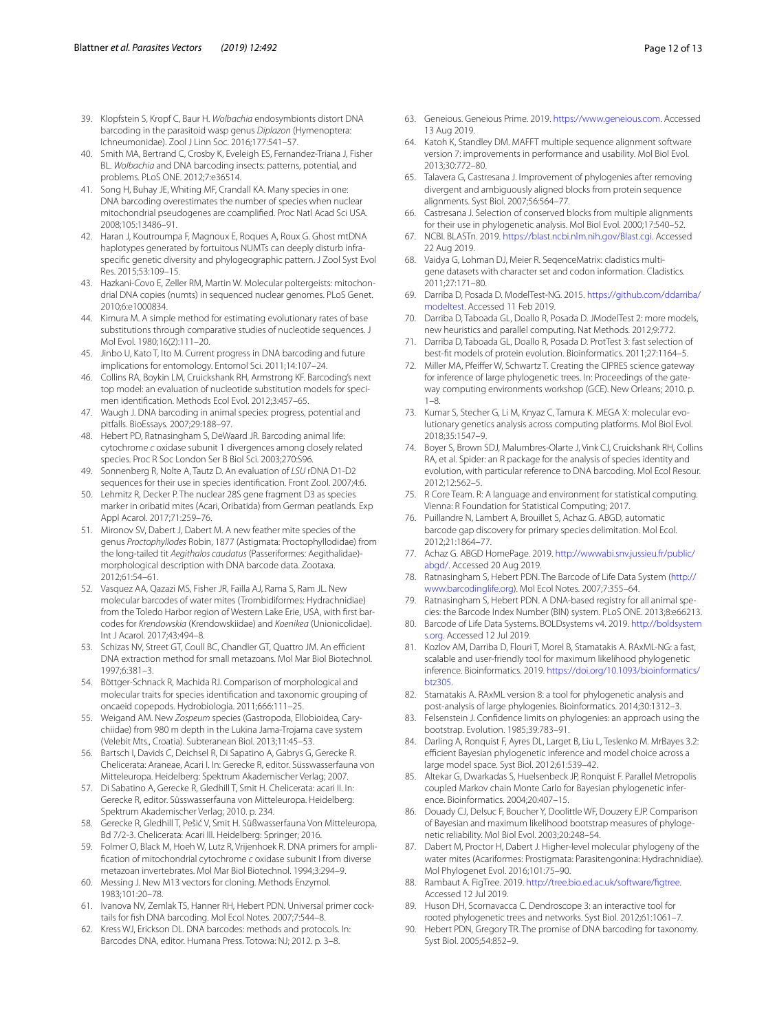39. Klopfstein S, Kropf C, Baur H. *Wolbachia* endosymbionts distort DNA barcoding in the parasitoid wasp genus *Diplazon* (Hymenoptera: Ichneumonidae). Zool J Linn Soc. 2016;177:541–57.
40. Smith MA, Bertrand C, Crosby K, Eveleigh ES, Fernandez-Triana J, Fisher BL. *Wolbachia* and DNA barcoding insects: patterns, potential, and problems. PLoS ONE. 2012;7:e36514.
41. Song H, Buhay JE, Whiting MF, Crandall KA. Many species in one: DNA barcoding overestimates the number of species when nuclear mitochondrial pseudogenes are coamplified. Proc Natl Acad Sci USA. 2008;105:13486–91.
42. Haran J, Koutroumpa F, Magnoux E, Roques A, Roux G. Ghost mtDNA haplotypes generated by fortuitous NUMTs can deeply disturb infra-specific genetic diversity and phylogeographic pattern. J Zool Syst Evol Res. 2015;53:109–15.
43. Hazkani-Covo E, Zeller RM, Martin W. Molecular poltergeists: mitochondrial DNA copies (numts) in sequenced nuclear genomes. PLoS Genet. 2010;6:e1000834.
44. Kimura M. A simple method for estimating evolutionary rates of base substitutions through comparative studies of nucleotide sequences. J Mol Evol. 1980;16(2):111–20.
45. Jinbo U, Kato T, Ito M. Current progress in DNA barcoding and future implications for entomology. Entomol Sci. 2011;14:107–24.
46. Collins RA, Boykin LM, Cruickshank RH, Armstrong KF. Barcoding's next top model: an evaluation of nucleotide substitution models for specimen identification. Methods Ecol Evol. 2012;3:457–65.
47. Waugh J. DNA barcoding in animal species: progress, potential and pitfalls. BioEssays. 2007;29:188–97.
48. Hebert PD, Ratnasingham S, DeWaard JR. Barcoding animal life: cytochrome *c* oxidase subunit 1 divergences among closely related species. Proc R Soc London Ser B Biol Sci. 2003;270:S96.
49. Sonnenberg R, Nolte A, Tautz D. An evaluation of *LSU* rDNA D1-D2 sequences for their use in species identification. Front Zool. 2007;4:6.
50. Lehmitz R, Decker P. The nuclear 28S gene fragment D3 as species marker in oribatid mites (Acari, Oribatida) from German peatlands. Exp Appl Acarol. 2017;71:259–76.
51. Mironov SV, Dabert J, Dabert M. A new feather mite species of the genus *Proctophyllodes* Robin, 1877 (Astigmata: Proctophyllodidae) from the long-tailed tit *Aegithalos caudatus* (Passeriformes: Aegithalidae)-morphological description with DNA barcode data. Zootaxa. 2012;61:54–61.
52. Vasquez AA, Qazazi MS, Fisher JR, Failla AJ, Rama S, Ram JL. New molecular barcodes of water mites (Trombidiformes: Hydrachnidiae) from the Toledo Harbor region of Western Lake Erie, USA, with first barcodes for *Krendowskia* (Krendowskiidae) and *Koenikea* (Unionicolidae). Int J Acarol. 2017;43:494–8.
53. Schizas NV, Street GT, Coull BC, Chandler GT, Quattro JM. An efficient DNA extraction method for small metazoans. Mol Mar Biol Biotechnol. 1997;6:381–3.
54. Böttger-Schnack R, Machida RJ. Comparison of morphological and molecular traits for species identification and taxonomic grouping of oncaeid copepods. Hydrobiologia. 2011;666:111–25.
55. Weigand AM. New *Zospeum* species (Gastropoda, Ellobioidea, Carychiidae) from 980 m depth in the Lukina Jama-Trojama cave system (Velebit Mts., Croatia). Subteranean Biol. 2013;11:45–53.
56. Bartsch I, Davids C, Deichsel R, Di Sapatino A, Gabrys G, Gerecke R. Chelicerata: Araneae, Acari I. In: Gerecke R, editor. Süsswasserfauna von Mitteleuropa. Heidelberg: Spektrum Akademischer Verlag; 2007.
57. Di Sabatino A, Gerecke R, Gledhill T, Smit H. Chelicerata: acari II. In: Gerecke R, editor. Süsswasserfauna von Mitteleuropa. Heidelberg: Spektrum Akademischer Verlag; 2010. p. 234.
58. Gerecke R, Gledhill T, Pešić V, Smit H. Süßwasserfauna Von Mitteleuropa, Bd 7/2-3. Chelicerata: Acari III. Heidelberg: Springer; 2016.
59. Folmer O, Black M, Hoeh W, Lutz R, Vrijenhoek R. DNA primers for amplification of mitochondrial cytochrome *c* oxidase subunit I from diverse metazoan invertebrates. Mol Mar Biol Biotechnol. 1994;3:294–9.
60. Messing J. New M13 vectors for cloning. Methods Enzymol. 1983;101:20–78.
61. Ivanova NV, Zemlak TS, Hanner RH, Hebert PDN. Universal primer cocktails for fish DNA barcoding. Mol Ecol Notes. 2007;7:544–8.
62. Kress WJ, Erickson DL. DNA barcodes: methods and protocols. In: Barcodes DNA, editor. Humana Press. Totowa: NJ; 2012. p. 3–8.
63. Geneious. Geneious Prime. 2019. https://www.geneious.com. Accessed 13 Aug 2019.
64. Katoh K, Standley DM. MAFFT multiple sequence alignment software version 7: improvements in performance and usability. Mol Biol Evol. 2013;30:772–80.
65. Talavera G, Castresana J. Improvement of phylogenies after removing divergent and ambiguously aligned blocks from protein sequence alignments. Syst Biol. 2007;56:564–77.
66. Castresana J. Selection of conserved blocks from multiple alignments for their use in phylogenetic analysis. Mol Biol Evol. 2000;17:540–52.
67. NCBI. BLASTn. 2019. https://blast.ncbi.nlm.nih.gov/Blast.cgi. Accessed 22 Aug 2019.
68. Vaidya G, Lohman DJ, Meier R. SeqenceMatrix: cladistics multi-gene datasets with character set and codon information. Cladistics. 2011;27:171–80.
69. Darriba D, Posada D. ModelTest-NG. 2015. https://github.com/ddarriba/modeltest. Accessed 11 Feb 2019.
70. Darriba D, Taboada GL, Doallo R, Posada D. JModelTest 2: more models, new heuristics and parallel computing. Nat Methods. 2012;9:772.
71. Darriba D, Taboada GL, Doallo R, Posada D. ProtTest 3: fast selection of best-fit models of protein evolution. Bioinformatics. 2011;27:1164–5.
72. Miller MA, Pfeiffer W, Schwartz T. Creating the CIPRES science gateway for inference of large phylogenetic trees. In: Proceedings of the gateway computing environments workshop (GCE). New Orleans; 2010. p. 1–8.
73. Kumar S, Stecher G, Li M, Knyaz C, Tamura K. MEGA X: molecular evolutionary genetics analysis across computing platforms. Mol Biol Evol. 2018;35:1547–9.
74. Boyer S, Brown SDJ, Malumbres-Olarte J, Vink CJ, Cruickshank RH, Collins RA, et al. Spider: an R package for the analysis of species identity and evolution, with particular reference to DNA barcoding. Mol Ecol Resour. 2012;12:562–5.
75. R Core Team. R: A language and environment for statistical computing. Vienna: R Foundation for Statistical Computing; 2017.
76. Puillandre N, Lambert A, Brouillet S, Achaz G. ABGD, automatic barcode gap discovery for primary species delimitation. Mol Ecol. 2012;21:1864–77.
77. Achaz G. ABGD HomePage. 2019. http://wwwabi.snv.jussieu.fr/public/abgd/. Accessed 20 Aug 2019.
78. Ratnasingham S, Hebert PDN. The Barcode of Life Data System (http://www.barcodinglife.org). Mol Ecol Notes. 2007;7:355–64.
79. Ratnasingham S, Hebert PDN. A DNA-based registry for all animal species: the Barcode Index Number (BIN) system. PLoS ONE. 2013;8:e66213.
80. Barcode of Life Data Systems. BOLDsystems v4. 2019. http://boldsystems.org. Accessed 12 Jul 2019.
81. Kozlov AM, Darriba D, Flouri T, Morel B, Stamatakis A. RAxML-NG: a fast, scalable and user-friendly tool for maximum likelihood phylogenetic inference. Bioinformatics. 2019. https://doi.org/10.1093/bioinformatics/btz305.
82. Stamatakis A. RAxML version 8: a tool for phylogenetic analysis and post-analysis of large phylogenies. Bioinformatics. 2014;30:1312–3.
83. Felsenstein J. Confidence limits on phylogenies: an approach using the bootstrap. Evolution. 1985;39:783–91.
84. Darling A, Ronquist F, Ayres DL, Larget B, Liu L, Teslenko M. MrBayes 3.2: efficient Bayesian phylogenetic inference and model choice across a large model space. Syst Biol. 2012;61:539–42.
85. Altekar G, Dwarkadas S, Huelsenbeck JP, Ronquist F. Parallel Metropolis coupled Markov chain Monte Carlo for Bayesian phylogenetic inference. Bioinformatics. 2004;20:407–15.
86. Douady CJ, Delsuc F, Boucher Y, Doolittle WF, Douzery EJP. Comparison of Bayesian and maximum likelihood bootstrap measures of phylogenetic reliability. Mol Biol Evol. 2003;20:248–54.
87. Dabert M, Proctor H, Dabert J. Higher-level molecular phylogeny of the water mites (Acariformes: Prostigmata: Parasitengonina: Hydrachnidiae). Mol Phylogenet Evol. 2016;101:75–90.
88. Rambaut A. FigTree. 2019. http://tree.bio.ed.ac.uk/software/figtree. Accessed 12 Jul 2019.
89. Huson DH, Scornavacca C. Dendroscope 3: an interactive tool for rooted phylogenetic trees and networks. Syst Biol. 2012;61:1061–7.
90. Hebert PDN, Gregory TR. The promise of DNA barcoding for taxonomy. Syst Biol. 2005;54:852–9.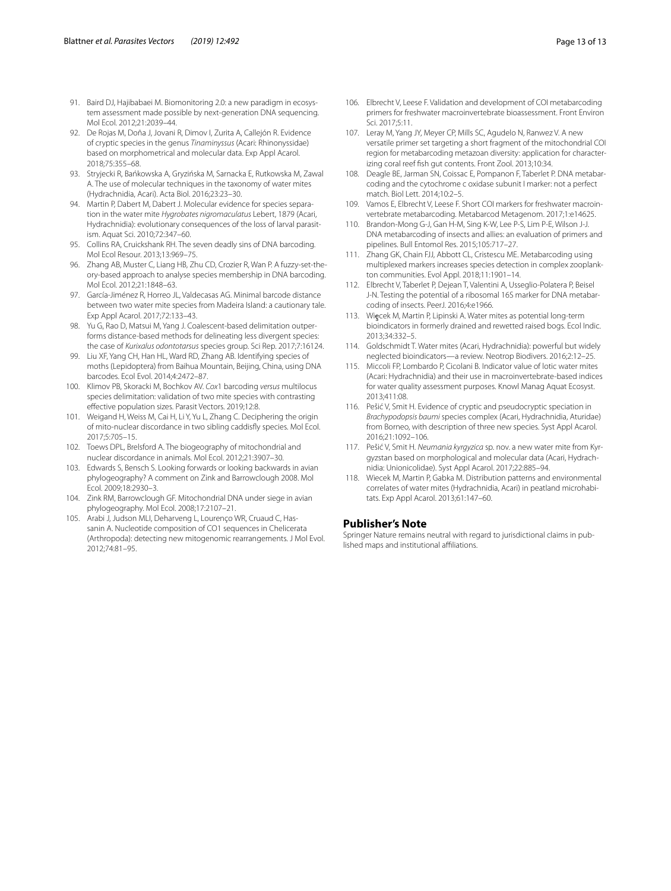91. Baird DJ, Hajibabaei M. Biomonitoring 2.0: a new paradigm in ecosystem assessment made possible by next-generation DNA sequencing. Mol Ecol. 2012;21:2039–44.
92. De Rojas M, Doña J, Jovani R, Dimov I, Zurita A, Callejón R. Evidence of cryptic species in the genus *Tinaminyssus* (Acari: Rhinonyssidae) based on morphometrical and molecular data. Exp Appl Acarol. 2018;75:355–68.
93. Stryjecki R, Bańkowska A, Gryzińska M, Sarnacka E, Rutkowska M, Zawal A. The use of molecular techniques in the taxonomy of water mites (Hydrachnidia, Acari). Acta Biol. 2016;23:23–30.
94. Martin P, Dabert M, Dabert J. Molecular evidence for species separation in the water mite *Hygrobates nigromaculatus* Lebert, 1879 (Acari, Hydrachnidia): evolutionary consequences of the loss of larval parasitism. Aquat Sci. 2010;72:347–60.
95. Collins RA, Cruickshank RH. The seven deadly sins of DNA barcoding. Mol Ecol Resour. 2013;13:969–75.
96. Zhang AB, Muster C, Liang HB, Zhu CD, Crozier R, Wan P. A fuzzy-set-theory-based approach to analyse species membership in DNA barcoding. Mol Ecol. 2012;21:1848–63.
97. García-Jiménez R, Horreo JL, Valdecasas AG. Minimal barcode distance between two water mite species from Madeira Island: a cautionary tale. Exp Appl Acarol. 2017;72:133–43.
98. Yu G, Rao D, Matsui M, Yang J. Coalescent-based delimitation outperforms distance-based methods for delineating less divergent species: the case of *Kurixalus odontotarsus* species group. Sci Rep. 2017;7:16124.
99. Liu XF, Yang CH, Han HL, Ward RD, Zhang AB. Identifying species of moths (Lepidoptera) from Baihua Mountain, Beijing, China, using DNA barcodes. Ecol Evol. 2014;4:2472–87.
100. Klimov PB, Skoracki M, Bochkov AV. *Cox*1 barcoding *versus* multilocus species delimitation: validation of two mite species with contrasting effective population sizes. Parasit Vectors. 2019;12:8.
101. Weigand H, Weiss M, Cai H, Li Y, Yu L, Zhang C. Deciphering the origin of mito-nuclear discordance in two sibling caddisfly species. Mol Ecol. 2017;5:705–15.
102. Toews DPL, Brelsford A. The biogeography of mitochondrial and nuclear discordance in animals. Mol Ecol. 2012;21:3907–30.
103. Edwards S, Bensch S. Looking forwards or looking backwards in avian phylogeography? A comment on Zink and Barrowclough 2008. Mol Ecol. 2009;18:2930–3.
104. Zink RM, Barrowclough GF. Mitochondrial DNA under siege in avian phylogeography. Mol Ecol. 2008;17:2107–21.
105. Arabi J, Judson MLI, Deharveng L, Lourenço WR, Cruaud C, Hassanin A. Nucleotide composition of CO1 sequences in Chelicerata (Arthropoda): detecting new mitogenomic rearrangements. J Mol Evol. 2012;74:81–95.
106. Elbrecht V, Leese F. Validation and development of COI metabarcoding primers for freshwater macroinvertebrate bioassessment. Front Environ Sci. 2017;5:11.
107. Leray M, Yang JY, Meyer CP, Mills SC, Agudelo N, Ranwez V. A new versatile primer set targeting a short fragment of the mitochondrial COI region for metabarcoding metazoan diversity: application for characterizing coral reef fish gut contents. Front Zool. 2013;10:34.
108. Deagle BE, Jarman SN, Coissac E, Pompanon F, Taberlet P. DNA metabarcoding and the cytochrome c oxidase subunit I marker: not a perfect match. Biol Lett. 2014;10:2–5.
109. Vamos E, Elbrecht V, Leese F. Short COI markers for freshwater macroinvertebrate metabarcoding. Metabarcod Metagenom. 2017;1:e14625.
110. Brandon-Mong G-J, Gan H-M, Sing K-W, Lee P-S, Lim P-E, Wilson J-J. DNA metabarcoding of insects and allies: an evaluation of primers and pipelines. Bull Entomol Res. 2015;105:717–27.
111. Zhang GK, Chain FJJ, Abbott CL, Cristescu ME. Metabarcoding using multiplexed markers increases species detection in complex zooplankton communities. Evol Appl. 2018;11:1901–14.
112. Elbrecht V, Taberlet P, Dejean T, Valentini A, Usseglio-Polatera P, Beisel J-N. Testing the potential of a ribosomal 16S marker for DNA metabarcoding of insects. PeerJ. 2016;4:e1966.
113. Więcek M, Martin P, Lipinski A. Water mites as potential long-term bioindicators in formerly drained and rewetted raised bogs. Ecol Indic. 2013;34:332–5.
114. Goldschmidt T. Water mites (Acari, Hydrachnidia): powerful but widely neglected bioindicators—a review. Neotrop Biodivers. 2016;2:12–25.
115. Miccoli FP, Lombardo P, Cicolani B. Indicator value of lotic water mites (Acari: Hydrachnidia) and their use in macroinvertebrate-based indices for water quality assessment purposes. Knowl Manag Aquat Ecosyst. 2013;411:08.
116. Pešić V, Smit H. Evidence of cryptic and pseudocryptic speciation in *Brachypodopsis baumi* species complex (Acari, Hydrachnidia, Aturidae) from Borneo, with description of three new species. Syst Appl Acarol. 2016;21:1092–106.
117. Pešić V, Smit H. *Neumania kyrgyzica* sp. nov. a new water mite from Kyrgyzstan based on morphological and molecular data (Acari, Hydrachnidia: Unionicolidae). Syst Appl Acarol. 2017;22:885–94.
118. Wiecek M, Martin P, Gabka M. Distribution patterns and environmental correlates of water mites (Hydrachnidia, Acari) in peatland microhabitats. Exp Appl Acarol. 2013;61:147–60.

## Publisher's Note

Springer Nature remains neutral with regard to jurisdictional claims in published maps and institutional affiliations.